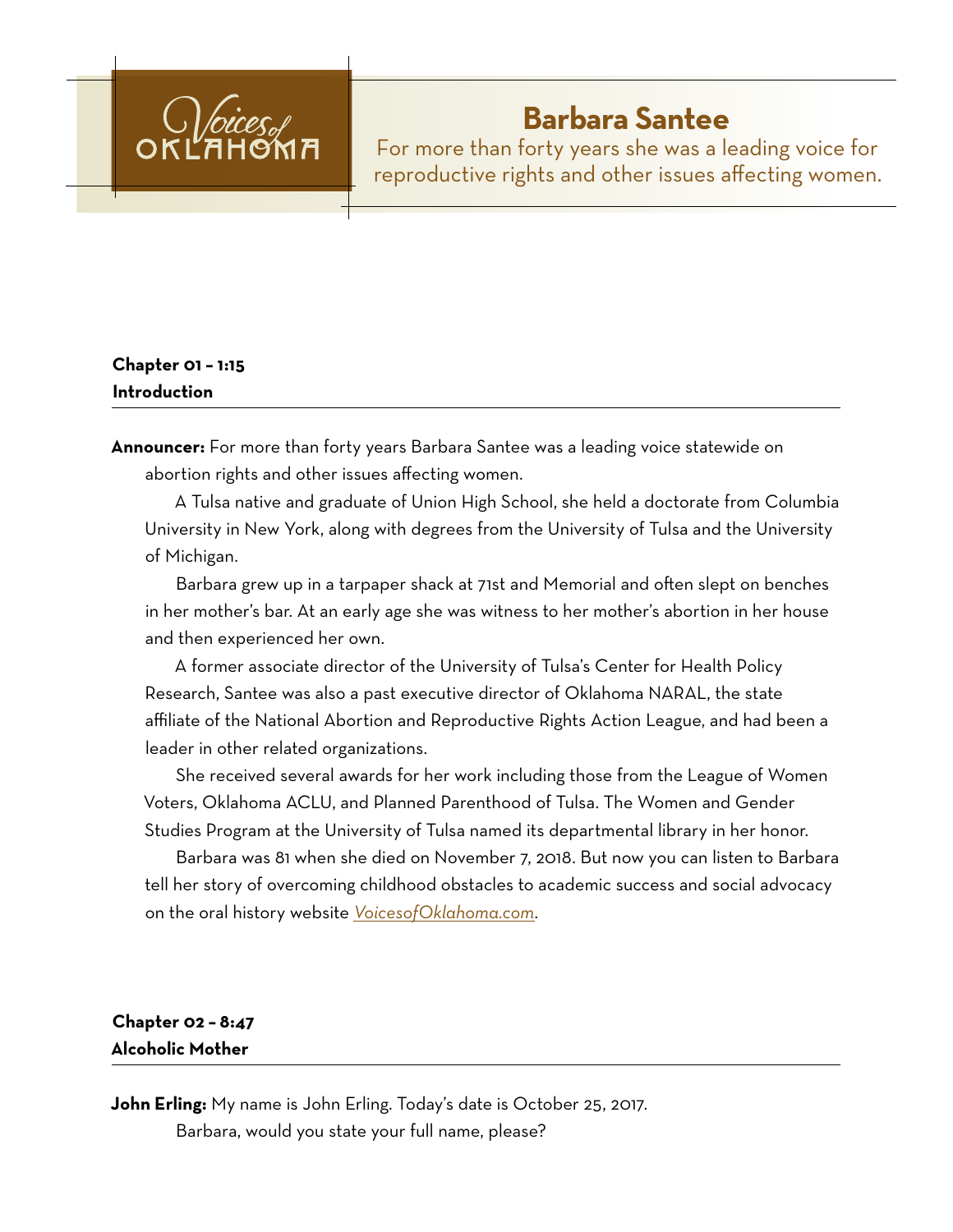Voices of OKLAHOMA

# Barbara Santee

For more than forty years she was a leading voice for reproductive rights and other issues affecting women.

## Chapter 01 – 1:15
## Introduction

**Announcer:** For more than forty years Barbara Santee was a leading voice statewide on abortion rights and other issues affecting women.

A Tulsa native and graduate of Union High School, she held a doctorate from Columbia University in New York, along with degrees from the University of Tulsa and the University of Michigan.

Barbara grew up in a tarpaper shack at 71st and Memorial and often slept on benches in her mother's bar. At an early age she was witness to her mother's abortion in her house and then experienced her own.

A former associate director of the University of Tulsa's Center for Health Policy Research, Santee was also a past executive director of Oklahoma NARAL, the state affiliate of the National Abortion and Reproductive Rights Action League, and had been a leader in other related organizations.

She received several awards for her work including those from the League of Women Voters, Oklahoma ACLU, and Planned Parenthood of Tulsa. The Women and Gender Studies Program at the University of Tulsa named its departmental library in her honor.

Barbara was 81 when she died on November 7, 2018. But now you can listen to Barbara tell her story of overcoming childhood obstacles to academic success and social advocacy on the oral history website *VoicesofOklahoma.com*.

## Chapter 02 – 8:47
## Alcoholic Mother

**John Erling:** My name is John Erling. Today's date is October 25, 2017.

Barbara, would you state your full name, please?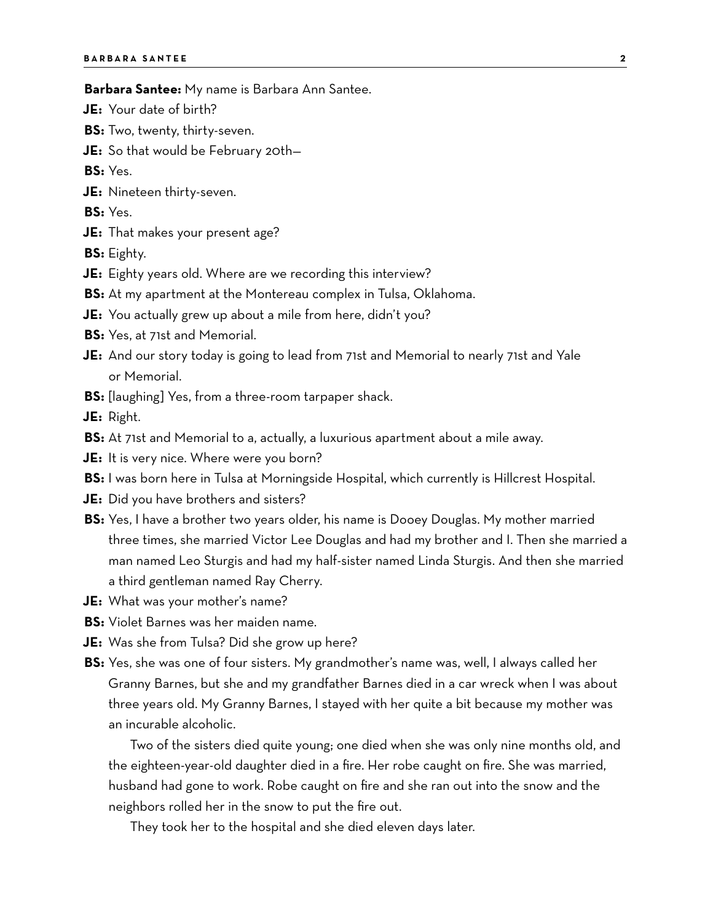**Barbara Santee:** My name is Barbara Ann Santee.

**JE:** Your date of birth?

**BS:** Two, twenty, thirty-seven.

**JE:** So that would be February 20th—

**BS:** Yes.

**JE:** Nineteen thirty-seven.

**BS:** Yes.

**JE:** That makes your present age?

**BS:** Eighty.

**JE:** Eighty years old. Where are we recording this interview?

**BS:** At my apartment at the Montereau complex in Tulsa, Oklahoma.

**JE:** You actually grew up about a mile from here, didn't you?

**BS:** Yes, at 71st and Memorial.

**JE:** And our story today is going to lead from 71st and Memorial to nearly 71st and Yale or Memorial.

**BS:** [laughing] Yes, from a three-room tarpaper shack.

**JE:** Right.

**BS:** At 71st and Memorial to a, actually, a luxurious apartment about a mile away.

**JE:** It is very nice. Where were you born?

**BS:** I was born here in Tulsa at Morningside Hospital, which currently is Hillcrest Hospital.

**JE:** Did you have brothers and sisters?

**BS:** Yes, I have a brother two years older, his name is Dooey Douglas. My mother married three times, she married Victor Lee Douglas and had my brother and I. Then she married a man named Leo Sturgis and had my half-sister named Linda Sturgis. And then she married a third gentleman named Ray Cherry.

**JE:** What was your mother's name?

**BS:** Violet Barnes was her maiden name.

**JE:** Was she from Tulsa? Did she grow up here?

**BS:** Yes, she was one of four sisters. My grandmother's name was, well, I always called her Granny Barnes, but she and my grandfather Barnes died in a car wreck when I was about three years old. My Granny Barnes, I stayed with her quite a bit because my mother was an incurable alcoholic.

Two of the sisters died quite young; one died when she was only nine months old, and the eighteen-year-old daughter died in a fire. Her robe caught on fire. She was married, husband had gone to work. Robe caught on fire and she ran out into the snow and the neighbors rolled her in the snow to put the fire out.

They took her to the hospital and she died eleven days later.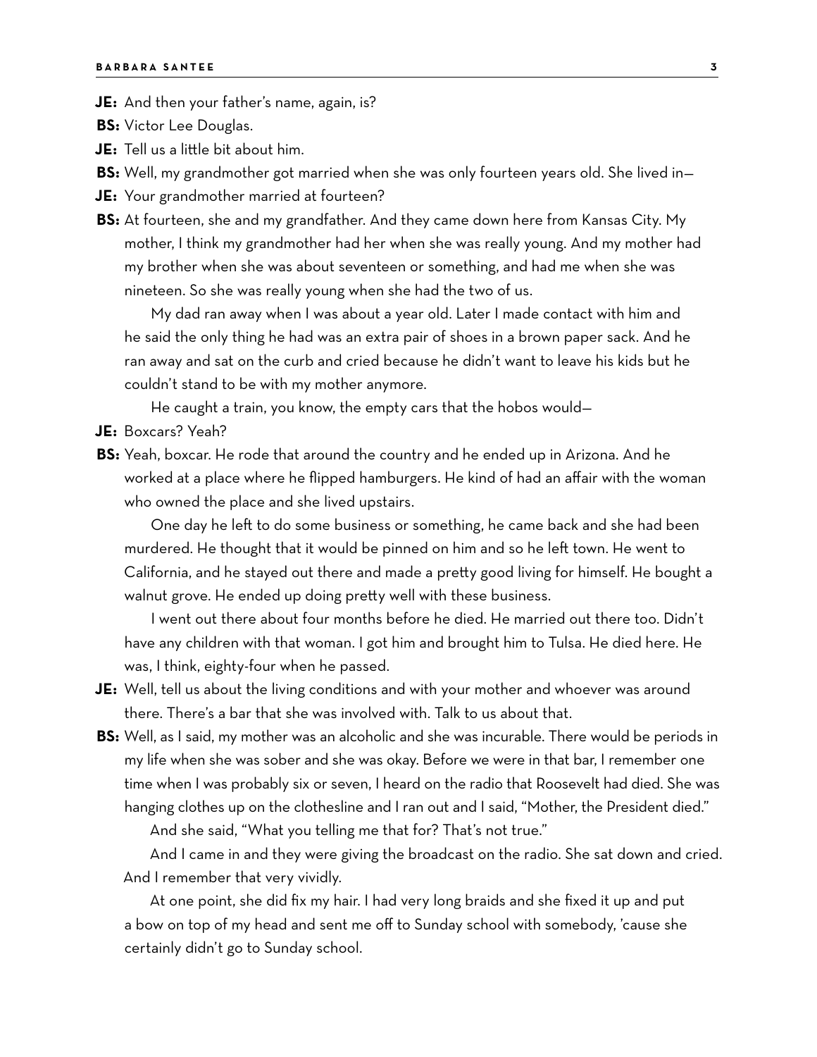**JE:** And then your father's name, again, is?

**BS:** Victor Lee Douglas.

**JE:** Tell us a little bit about him.

**BS:** Well, my grandmother got married when she was only fourteen years old. She lived in—

**JE:** Your grandmother married at fourteen?

**BS:** At fourteen, she and my grandfather. And they came down here from Kansas City. My mother, I think my grandmother had her when she was really young. And my mother had my brother when she was about seventeen or something, and had me when she was nineteen. So she was really young when she had the two of us.

My dad ran away when I was about a year old. Later I made contact with him and he said the only thing he had was an extra pair of shoes in a brown paper sack. And he ran away and sat on the curb and cried because he didn't want to leave his kids but he couldn't stand to be with my mother anymore.

He caught a train, you know, the empty cars that the hobos would—

**JE:** Boxcars? Yeah?

**BS:** Yeah, boxcar. He rode that around the country and he ended up in Arizona. And he worked at a place where he flipped hamburgers. He kind of had an affair with the woman who owned the place and she lived upstairs.

One day he left to do some business or something, he came back and she had been murdered. He thought that it would be pinned on him and so he left town. He went to California, and he stayed out there and made a pretty good living for himself. He bought a walnut grove. He ended up doing pretty well with these business.

I went out there about four months before he died. He married out there too. Didn't have any children with that woman. I got him and brought him to Tulsa. He died here. He was, I think, eighty-four when he passed.

**JE:** Well, tell us about the living conditions and with your mother and whoever was around there. There's a bar that she was involved with. Talk to us about that.

**BS:** Well, as I said, my mother was an alcoholic and she was incurable. There would be periods in my life when she was sober and she was okay. Before we were in that bar, I remember one time when I was probably six or seven, I heard on the radio that Roosevelt had died. She was hanging clothes up on the clothesline and I ran out and I said, "Mother, the President died."

And she said, "What you telling me that for? That's not true."

And I came in and they were giving the broadcast on the radio. She sat down and cried. And I remember that very vividly.

At one point, she did fix my hair. I had very long braids and she fixed it up and put a bow on top of my head and sent me off to Sunday school with somebody, 'cause she certainly didn't go to Sunday school.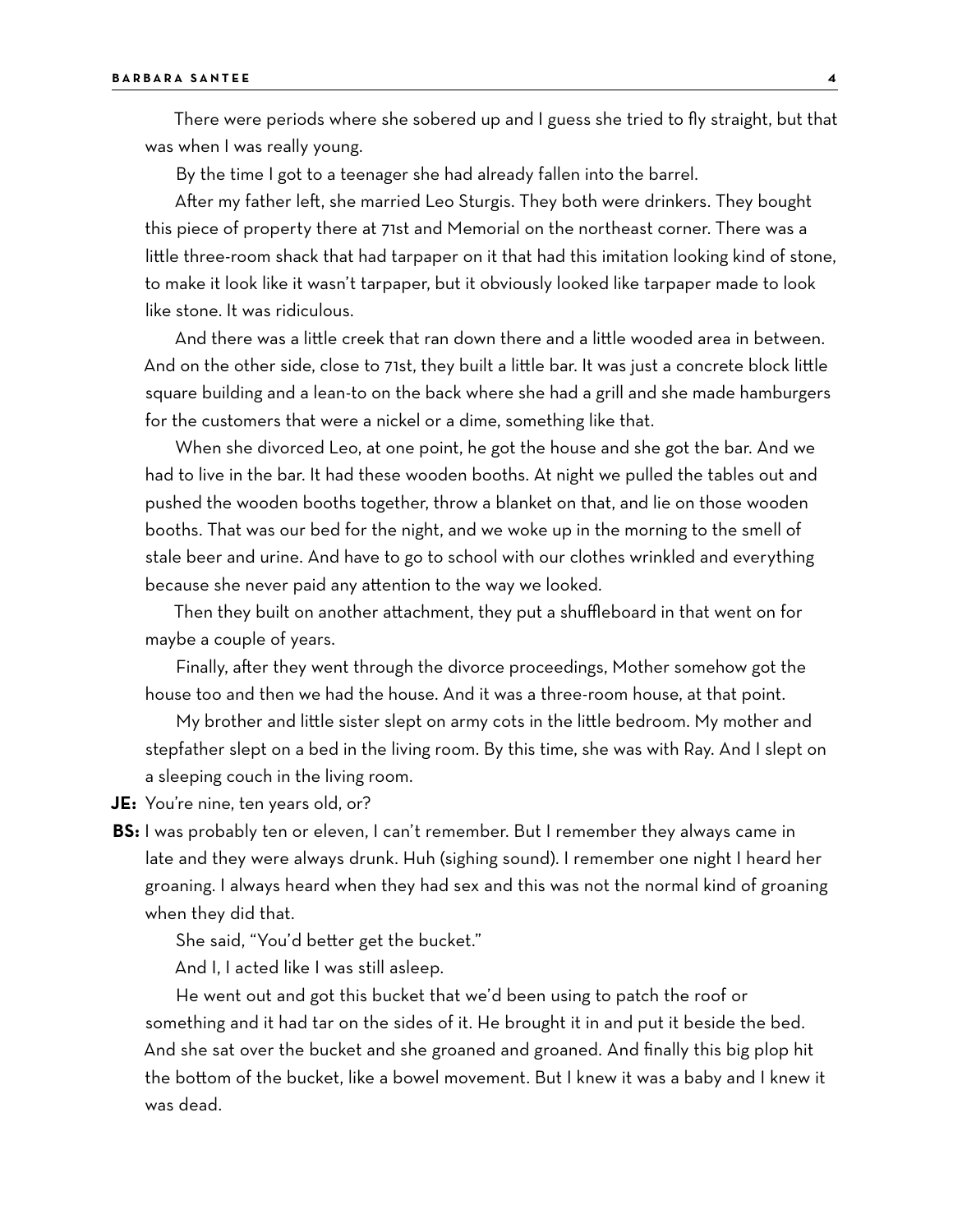There were periods where she sobered up and I guess she tried to fly straight, but that was when I was really young.

By the time I got to a teenager she had already fallen into the barrel.

After my father left, she married Leo Sturgis. They both were drinkers. They bought this piece of property there at 71st and Memorial on the northeast corner. There was a little three-room shack that had tarpaper on it that had this imitation looking kind of stone, to make it look like it wasn't tarpaper, but it obviously looked like tarpaper made to look like stone. It was ridiculous.

And there was a little creek that ran down there and a little wooded area in between. And on the other side, close to 71st, they built a little bar. It was just a concrete block little square building and a lean-to on the back where she had a grill and she made hamburgers for the customers that were a nickel or a dime, something like that.

When she divorced Leo, at one point, he got the house and she got the bar. And we had to live in the bar. It had these wooden booths. At night we pulled the tables out and pushed the wooden booths together, throw a blanket on that, and lie on those wooden booths. That was our bed for the night, and we woke up in the morning to the smell of stale beer and urine. And have to go to school with our clothes wrinkled and everything because she never paid any attention to the way we looked.

Then they built on another attachment, they put a shuffleboard in that went on for maybe a couple of years.

Finally, after they went through the divorce proceedings, Mother somehow got the house too and then we had the house. And it was a three-room house, at that point.

My brother and little sister slept on army cots in the little bedroom. My mother and stepfather slept on a bed in the living room. By this time, she was with Ray. And I slept on a sleeping couch in the living room.

**JE:** You're nine, ten years old, or?

**BS:** I was probably ten or eleven, I can't remember. But I remember they always came in late and they were always drunk. Huh (sighing sound). I remember one night I heard her groaning. I always heard when they had sex and this was not the normal kind of groaning when they did that.

She said, "You'd better get the bucket."

And I, I acted like I was still asleep.

He went out and got this bucket that we'd been using to patch the roof or something and it had tar on the sides of it. He brought it in and put it beside the bed. And she sat over the bucket and she groaned and groaned. And finally this big plop hit the bottom of the bucket, like a bowel movement. But I knew it was a baby and I knew it was dead.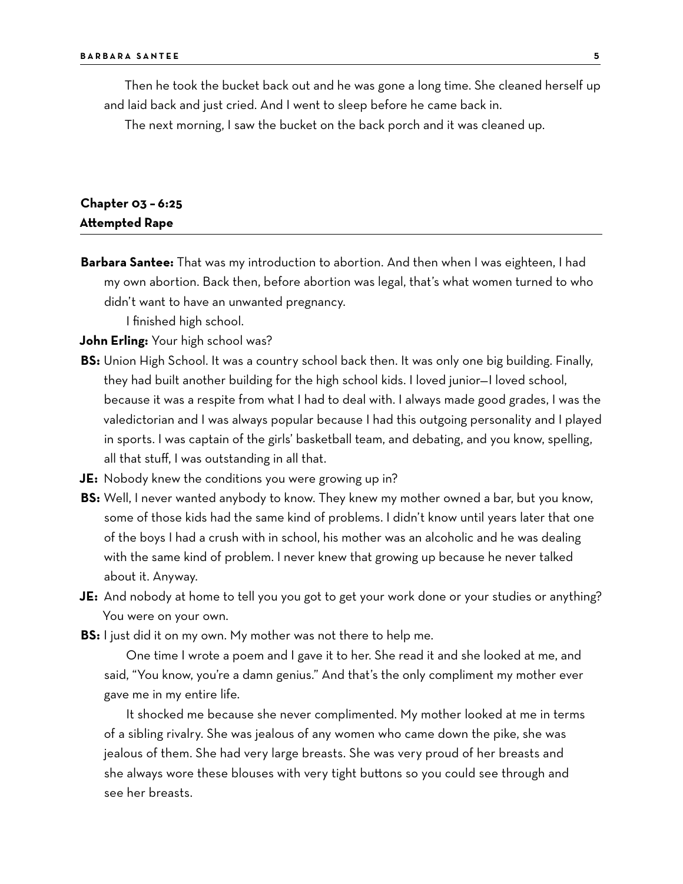Then he took the bucket back out and he was gone a long time. She cleaned herself up and laid back and just cried. And I went to sleep before he came back in.

The next morning, I saw the bucket on the back porch and it was cleaned up.

## Chapter 03 – 6:25
## Attempted Rape

**Barbara Santee:** That was my introduction to abortion. And then when I was eighteen, I had my own abortion. Back then, before abortion was legal, that's what women turned to who didn't want to have an unwanted pregnancy.

I finished high school.

**John Erling:** Your high school was?

**BS:** Union High School. It was a country school back then. It was only one big building. Finally, they had built another building for the high school kids. I loved junior—I loved school, because it was a respite from what I had to deal with. I always made good grades, I was the valedictorian and I was always popular because I had this outgoing personality and I played in sports. I was captain of the girls' basketball team, and debating, and you know, spelling, all that stuff, I was outstanding in all that.

**JE:** Nobody knew the conditions you were growing up in?

**BS:** Well, I never wanted anybody to know. They knew my mother owned a bar, but you know, some of those kids had the same kind of problems. I didn't know until years later that one of the boys I had a crush with in school, his mother was an alcoholic and he was dealing with the same kind of problem. I never knew that growing up because he never talked about it. Anyway.

**JE:** And nobody at home to tell you you got to get your work done or your studies or anything? You were on your own.

**BS:** I just did it on my own. My mother was not there to help me.

One time I wrote a poem and I gave it to her. She read it and she looked at me, and said, "You know, you're a damn genius." And that's the only compliment my mother ever gave me in my entire life.

It shocked me because she never complimented. My mother looked at me in terms of a sibling rivalry. She was jealous of any women who came down the pike, she was jealous of them. She had very large breasts. She was very proud of her breasts and she always wore these blouses with very tight buttons so you could see through and see her breasts.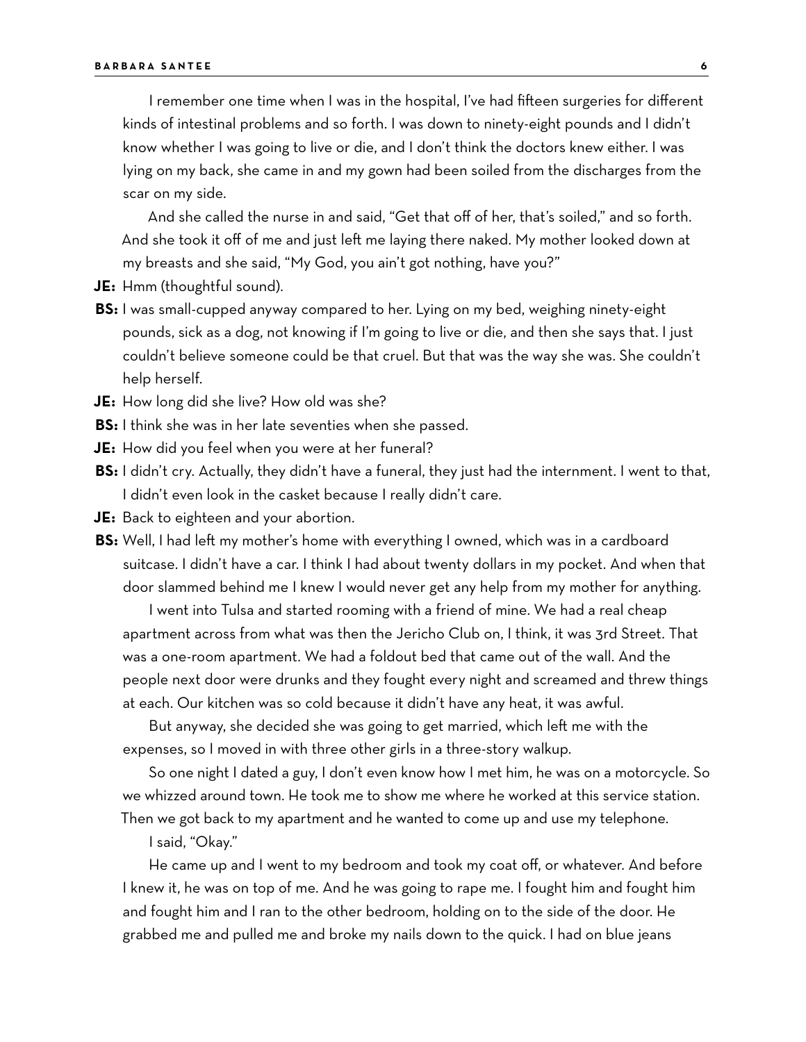I remember one time when I was in the hospital, I've had fifteen surgeries for different kinds of intestinal problems and so forth. I was down to ninety-eight pounds and I didn't know whether I was going to live or die, and I don't think the doctors knew either. I was lying on my back, she came in and my gown had been soiled from the discharges from the scar on my side.

And she called the nurse in and said, "Get that off of her, that's soiled," and so forth. And she took it off of me and just left me laying there naked. My mother looked down at my breasts and she said, "My God, you ain't got nothing, have you?"

**JE:** Hmm (thoughtful sound).

**BS:** I was small-cupped anyway compared to her. Lying on my bed, weighing ninety-eight pounds, sick as a dog, not knowing if I'm going to live or die, and then she says that. I just couldn't believe someone could be that cruel. But that was the way she was. She couldn't help herself.

**JE:** How long did she live? How old was she?

**BS:** I think she was in her late seventies when she passed.

**JE:** How did you feel when you were at her funeral?

**BS:** I didn't cry. Actually, they didn't have a funeral, they just had the internment. I went to that, I didn't even look in the casket because I really didn't care.

**JE:** Back to eighteen and your abortion.

**BS:** Well, I had left my mother's home with everything I owned, which was in a cardboard suitcase. I didn't have a car. I think I had about twenty dollars in my pocket. And when that door slammed behind me I knew I would never get any help from my mother for anything.

I went into Tulsa and started rooming with a friend of mine. We had a real cheap apartment across from what was then the Jericho Club on, I think, it was 3rd Street. That was a one-room apartment. We had a foldout bed that came out of the wall. And the people next door were drunks and they fought every night and screamed and threw things at each. Our kitchen was so cold because it didn't have any heat, it was awful.

But anyway, she decided she was going to get married, which left me with the expenses, so I moved in with three other girls in a three-story walkup.

So one night I dated a guy, I don't even know how I met him, he was on a motorcycle. So we whizzed around town. He took me to show me where he worked at this service station. Then we got back to my apartment and he wanted to come up and use my telephone.

I said, "Okay."

He came up and I went to my bedroom and took my coat off, or whatever. And before I knew it, he was on top of me. And he was going to rape me. I fought him and fought him and fought him and I ran to the other bedroom, holding on to the side of the door. He grabbed me and pulled me and broke my nails down to the quick. I had on blue jeans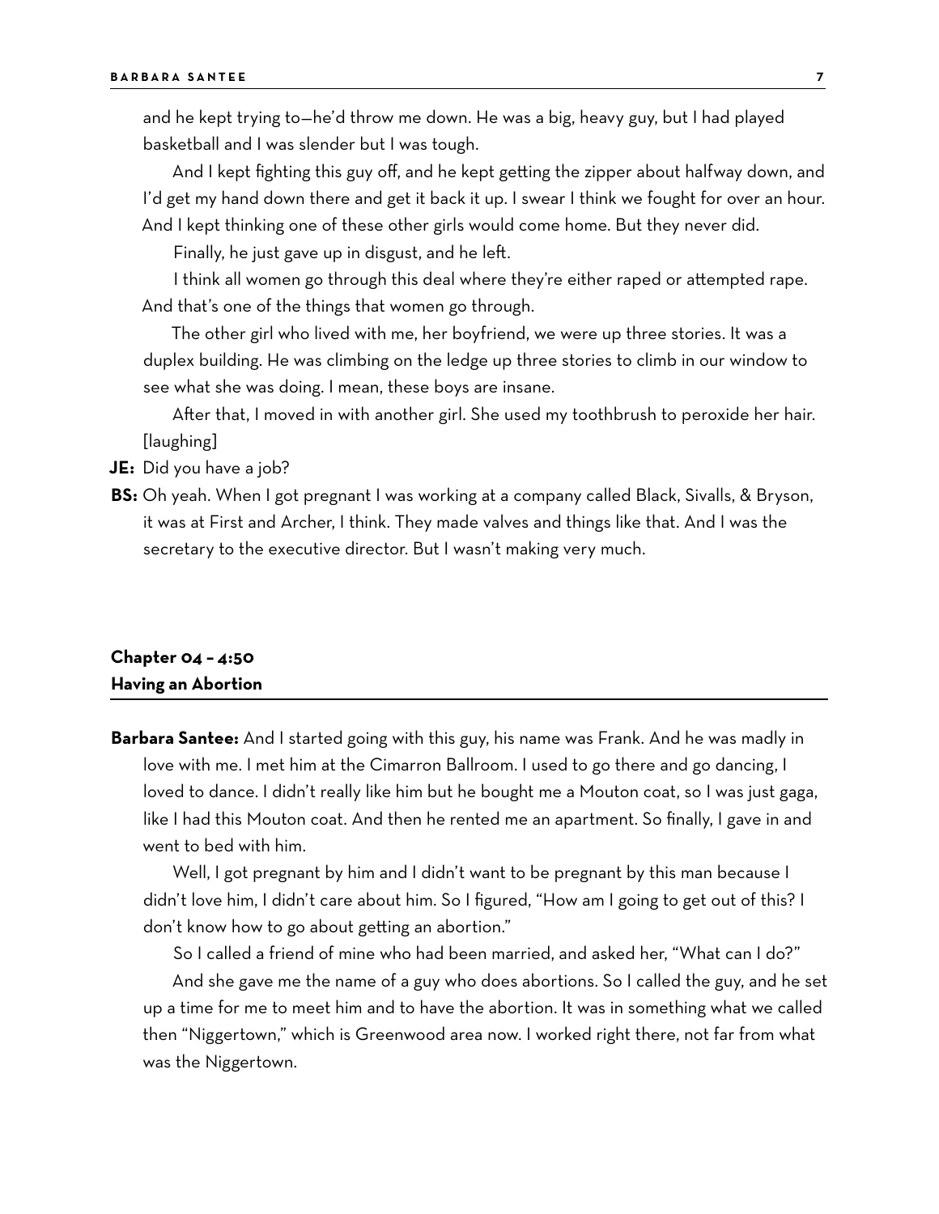and he kept trying to—he'd throw me down. He was a big, heavy guy, but I had played basketball and I was slender but I was tough.

And I kept fighting this guy off, and he kept getting the zipper about halfway down, and I'd get my hand down there and get it back it up. I swear I think we fought for over an hour. And I kept thinking one of these other girls would come home. But they never did.

Finally, he just gave up in disgust, and he left.

I think all women go through this deal where they're either raped or attempted rape. And that's one of the things that women go through.

The other girl who lived with me, her boyfriend, we were up three stories. It was a duplex building. He was climbing on the ledge up three stories to climb in our window to see what she was doing. I mean, these boys are insane.

After that, I moved in with another girl. She used my toothbrush to peroxide her hair. [laughing]

**JE:** Did you have a job?

**BS:** Oh yeah. When I got pregnant I was working at a company called Black, Sivalls, & Bryson, it was at First and Archer, I think. They made valves and things like that. And I was the secretary to the executive director. But I wasn't making very much.

## Chapter 04 – 4:50
## Having an Abortion

**Barbara Santee:** And I started going with this guy, his name was Frank. And he was madly in love with me. I met him at the Cimarron Ballroom. I used to go there and go dancing, I loved to dance. I didn't really like him but he bought me a Mouton coat, so I was just gaga, like I had this Mouton coat. And then he rented me an apartment. So finally, I gave in and went to bed with him.

Well, I got pregnant by him and I didn't want to be pregnant by this man because I didn't love him, I didn't care about him. So I figured, "How am I going to get out of this? I don't know how to go about getting an abortion."

So I called a friend of mine who had been married, and asked her, "What can I do?"

And she gave me the name of a guy who does abortions. So I called the guy, and he set up a time for me to meet him and to have the abortion. It was in something what we called then "Niggertown," which is Greenwood area now. I worked right there, not far from what was the Niggertown.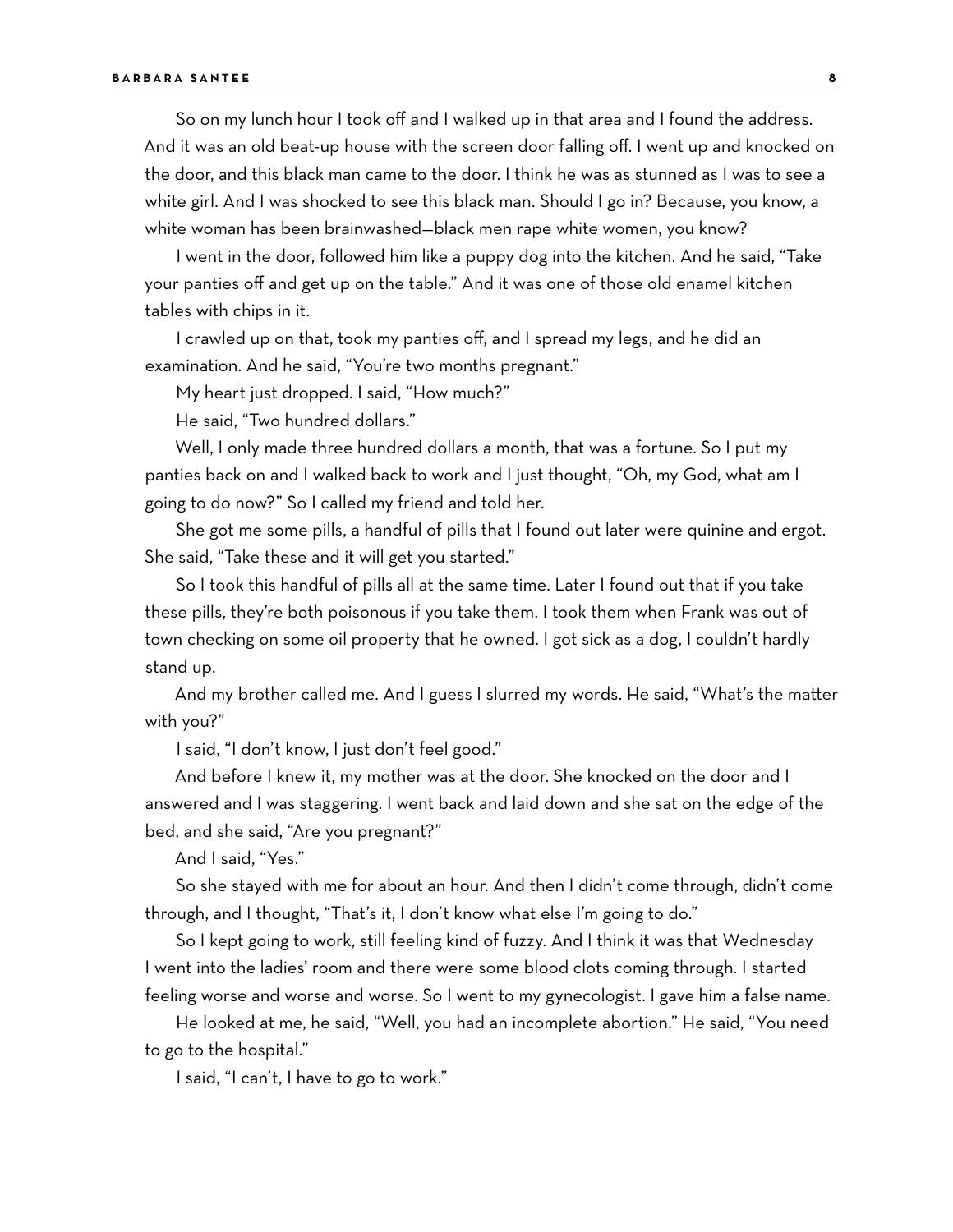So on my lunch hour I took off and I walked up in that area and I found the address. And it was an old beat-up house with the screen door falling off. I went up and knocked on the door, and this black man came to the door. I think he was as stunned as I was to see a white girl. And I was shocked to see this black man. Should I go in? Because, you know, a white woman has been brainwashed—black men rape white women, you know?

I went in the door, followed him like a puppy dog into the kitchen. And he said, "Take your panties off and get up on the table." And it was one of those old enamel kitchen tables with chips in it.

I crawled up on that, took my panties off, and I spread my legs, and he did an examination. And he said, "You're two months pregnant."

My heart just dropped. I said, "How much?"

He said, "Two hundred dollars."

Well, I only made three hundred dollars a month, that was a fortune. So I put my panties back on and I walked back to work and I just thought, "Oh, my God, what am I going to do now?" So I called my friend and told her.

She got me some pills, a handful of pills that I found out later were quinine and ergot. She said, "Take these and it will get you started."

So I took this handful of pills all at the same time. Later I found out that if you take these pills, they're both poisonous if you take them. I took them when Frank was out of town checking on some oil property that he owned. I got sick as a dog, I couldn't hardly stand up.

And my brother called me. And I guess I slurred my words. He said, "What's the matter with you?"

I said, "I don't know, I just don't feel good."

And before I knew it, my mother was at the door. She knocked on the door and I answered and I was staggering. I went back and laid down and she sat on the edge of the bed, and she said, "Are you pregnant?"

And I said, "Yes."

So she stayed with me for about an hour. And then I didn't come through, didn't come through, and I thought, "That's it, I don't know what else I'm going to do."

So I kept going to work, still feeling kind of fuzzy. And I think it was that Wednesday I went into the ladies' room and there were some blood clots coming through. I started feeling worse and worse and worse. So I went to my gynecologist. I gave him a false name.

He looked at me, he said, "Well, you had an incomplete abortion." He said, "You need to go to the hospital."

I said, "I can't, I have to go to work."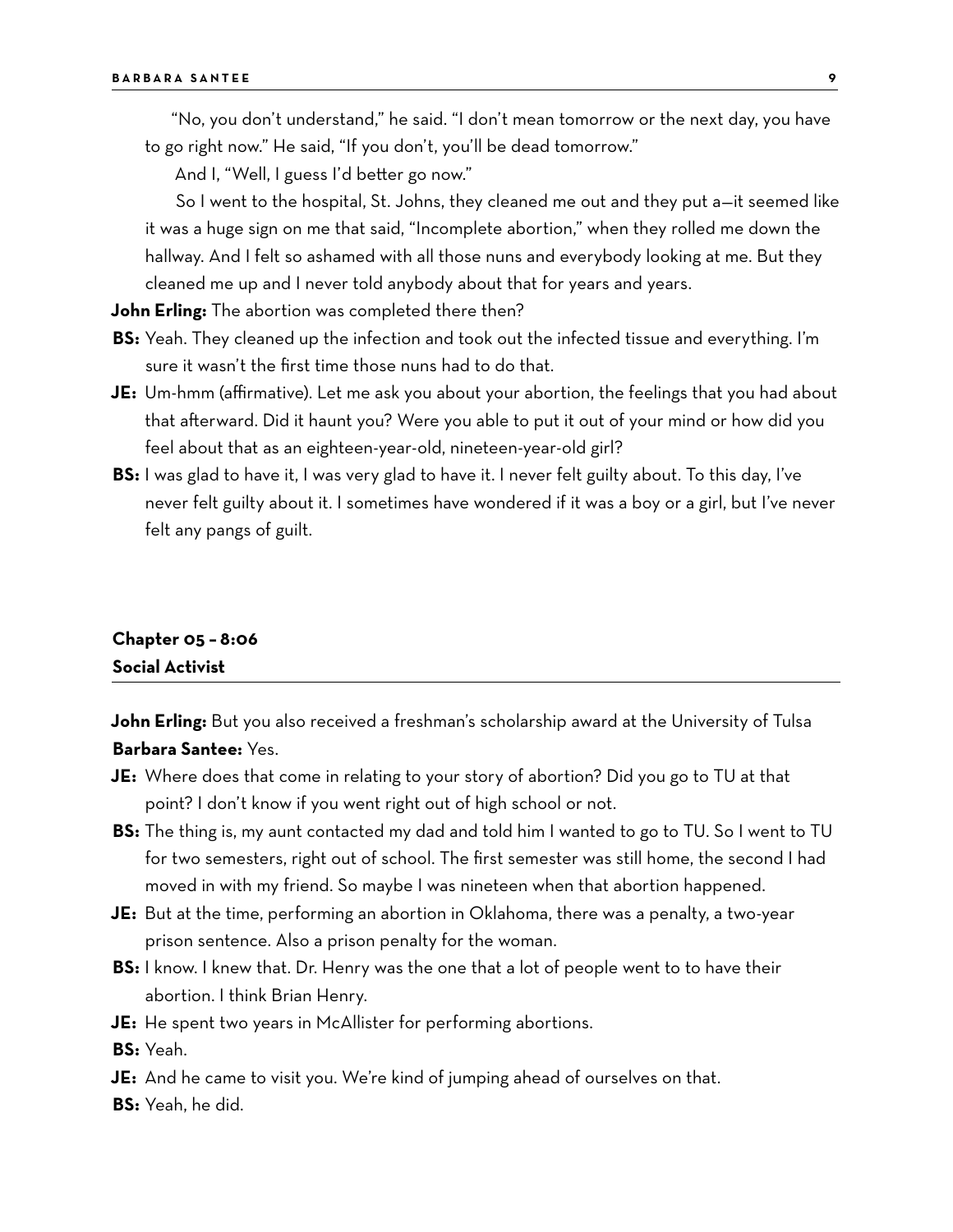"No, you don't understand," he said. "I don't mean tomorrow or the next day, you have to go right now." He said, "If you don't, you'll be dead tomorrow."

And I, "Well, I guess I'd better go now."

So I went to the hospital, St. Johns, they cleaned me out and they put a—it seemed like it was a huge sign on me that said, "Incomplete abortion," when they rolled me down the hallway. And I felt so ashamed with all those nuns and everybody looking at me. But they cleaned me up and I never told anybody about that for years and years.

**John Erling:** The abortion was completed there then?

**BS:** Yeah. They cleaned up the infection and took out the infected tissue and everything. I'm sure it wasn't the first time those nuns had to do that.

**JE:** Um-hmm (affirmative). Let me ask you about your abortion, the feelings that you had about that afterward. Did it haunt you? Were you able to put it out of your mind or how did you feel about that as an eighteen-year-old, nineteen-year-old girl?

**BS:** I was glad to have it, I was very glad to have it. I never felt guilty about. To this day, I've never felt guilty about it. I sometimes have wondered if it was a boy or a girl, but I've never felt any pangs of guilt.

## Chapter 05 – 8:06
## Social Activist

**John Erling:** But you also received a freshman's scholarship award at the University of Tulsa

**Barbara Santee:** Yes.

**JE:** Where does that come in relating to your story of abortion? Did you go to TU at that point? I don't know if you went right out of high school or not.

**BS:** The thing is, my aunt contacted my dad and told him I wanted to go to TU. So I went to TU for two semesters, right out of school. The first semester was still home, the second I had moved in with my friend. So maybe I was nineteen when that abortion happened.

**JE:** But at the time, performing an abortion in Oklahoma, there was a penalty, a two-year prison sentence. Also a prison penalty for the woman.

**BS:** I know. I knew that. Dr. Henry was the one that a lot of people went to to have their abortion. I think Brian Henry.

**JE:** He spent two years in McAllister for performing abortions.

**BS:** Yeah.

**JE:** And he came to visit you. We're kind of jumping ahead of ourselves on that.

**BS:** Yeah, he did.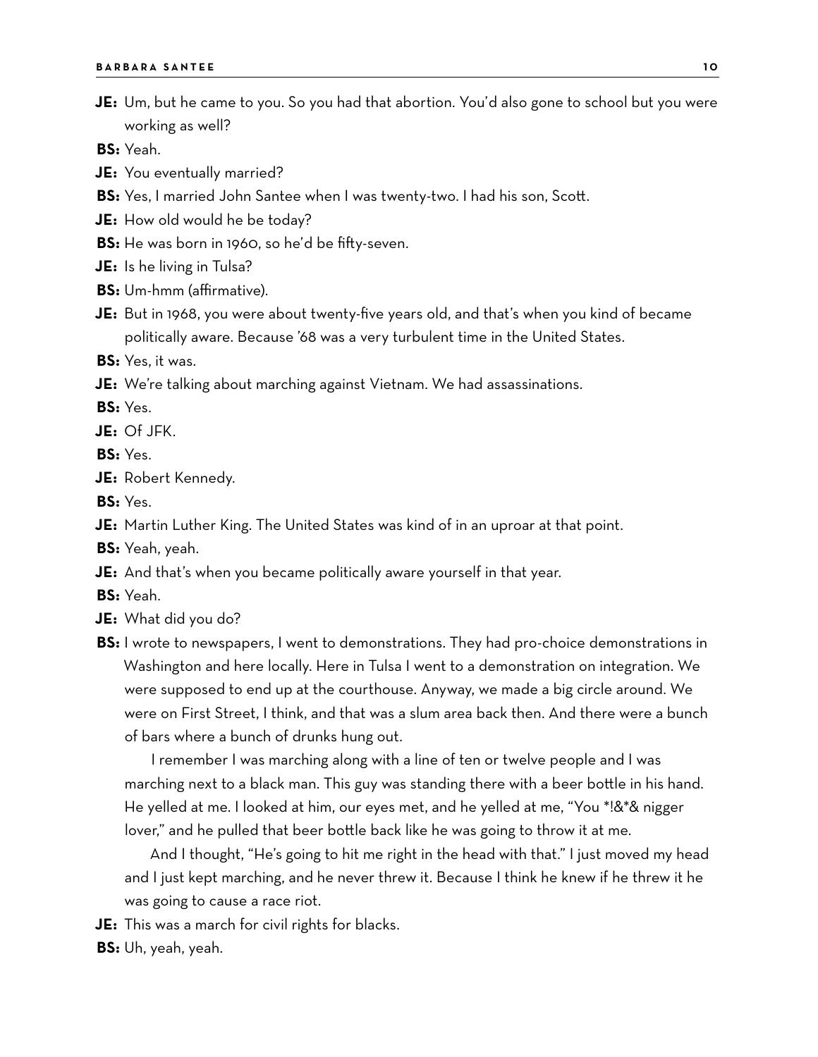**JE:** Um, but he came to you. So you had that abortion. You'd also gone to school but you were working as well?

**BS:** Yeah.

**JE:** You eventually married?

**BS:** Yes, I married John Santee when I was twenty-two. I had his son, Scott.

**JE:** How old would he be today?

**BS:** He was born in 1960, so he'd be fifty-seven.

**JE:** Is he living in Tulsa?

**BS:** Um-hmm (affirmative).

**JE:** But in 1968, you were about twenty-five years old, and that's when you kind of became politically aware. Because '68 was a very turbulent time in the United States.

**BS:** Yes, it was.

**JE:** We're talking about marching against Vietnam. We had assassinations.

**BS:** Yes.

**JE:** Of JFK.

**BS:** Yes.

**JE:** Robert Kennedy.

**BS:** Yes.

**JE:** Martin Luther King. The United States was kind of in an uproar at that point.

**BS:** Yeah, yeah.

**JE:** And that's when you became politically aware yourself in that year.

**BS:** Yeah.

**JE:** What did you do?

**BS:** I wrote to newspapers, I went to demonstrations. They had pro-choice demonstrations in Washington and here locally. Here in Tulsa I went to a demonstration on integration. We were supposed to end up at the courthouse. Anyway, we made a big circle around. We were on First Street, I think, and that was a slum area back then. And there were a bunch of bars where a bunch of drunks hung out.

I remember I was marching along with a line of ten or twelve people and I was marching next to a black man. This guy was standing there with a beer bottle in his hand. He yelled at me. I looked at him, our eyes met, and he yelled at me, "You *!&*& nigger lover," and he pulled that beer bottle back like he was going to throw it at me.

And I thought, "He's going to hit me right in the head with that." I just moved my head and I just kept marching, and he never threw it. Because I think he knew if he threw it he was going to cause a race riot.

**JE:** This was a march for civil rights for blacks.

**BS:** Uh, yeah, yeah.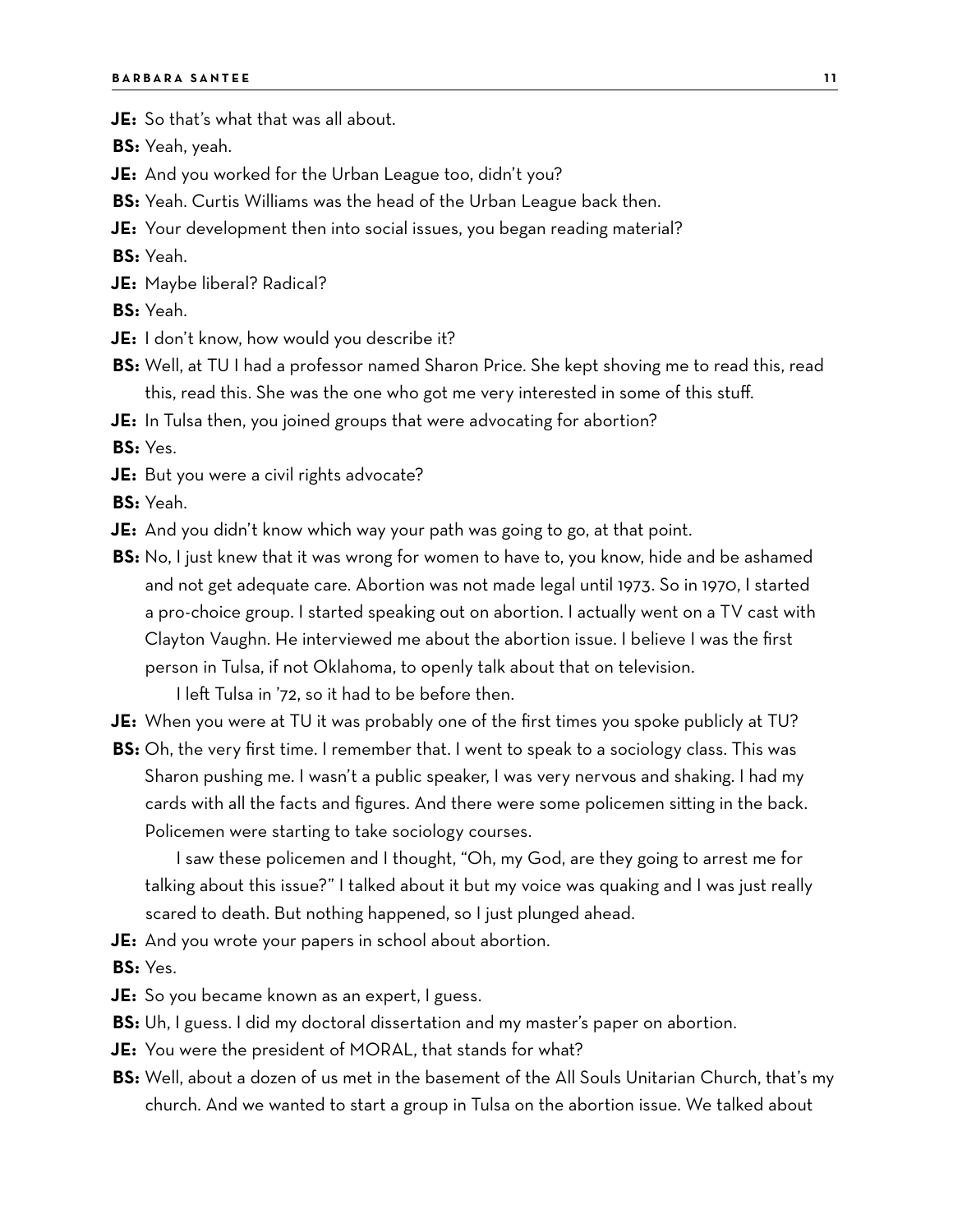**JE:** So that's what that was all about.

**BS:** Yeah, yeah.

**JE:** And you worked for the Urban League too, didn't you?

**BS:** Yeah. Curtis Williams was the head of the Urban League back then.

**JE:** Your development then into social issues, you began reading material?

**BS:** Yeah.

**JE:** Maybe liberal? Radical?

**BS:** Yeah.

**JE:** I don't know, how would you describe it?

**BS:** Well, at TU I had a professor named Sharon Price. She kept shoving me to read this, read this, read this. She was the one who got me very interested in some of this stuff.

**JE:** In Tulsa then, you joined groups that were advocating for abortion?

**BS:** Yes.

**JE:** But you were a civil rights advocate?

**BS:** Yeah.

**JE:** And you didn't know which way your path was going to go, at that point.

**BS:** No, I just knew that it was wrong for women to have to, you know, hide and be ashamed and not get adequate care. Abortion was not made legal until 1973. So in 1970, I started a pro-choice group. I started speaking out on abortion. I actually went on a TV cast with Clayton Vaughn. He interviewed me about the abortion issue. I believe I was the first person in Tulsa, if not Oklahoma, to openly talk about that on television.

I left Tulsa in '72, so it had to be before then.

**JE:** When you were at TU it was probably one of the first times you spoke publicly at TU?

**BS:** Oh, the very first time. I remember that. I went to speak to a sociology class. This was Sharon pushing me. I wasn't a public speaker, I was very nervous and shaking. I had my cards with all the facts and figures. And there were some policemen sitting in the back. Policemen were starting to take sociology courses.

I saw these policemen and I thought, "Oh, my God, are they going to arrest me for talking about this issue?" I talked about it but my voice was quaking and I was just really scared to death. But nothing happened, so I just plunged ahead.

**JE:** And you wrote your papers in school about abortion.

**BS:** Yes.

**JE:** So you became known as an expert, I guess.

**BS:** Uh, I guess. I did my doctoral dissertation and my master's paper on abortion.

**JE:** You were the president of MORAL, that stands for what?

**BS:** Well, about a dozen of us met in the basement of the All Souls Unitarian Church, that's my church. And we wanted to start a group in Tulsa on the abortion issue. We talked about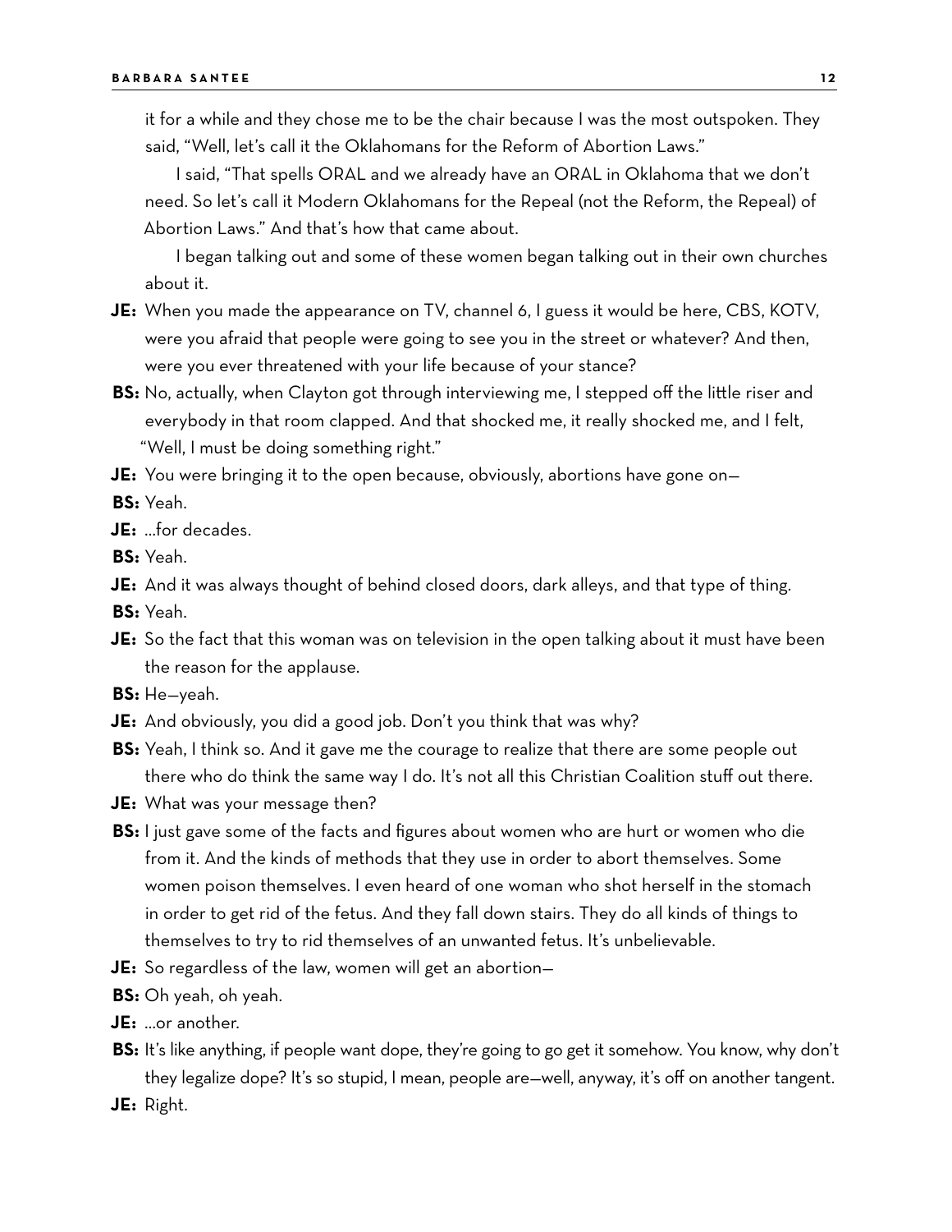it for a while and they chose me to be the chair because I was the most outspoken. They said, "Well, let's call it the Oklahomans for the Reform of Abortion Laws."

I said, "That spells ORAL and we already have an ORAL in Oklahoma that we don't need. So let's call it Modern Oklahomans for the Repeal (not the Reform, the Repeal) of Abortion Laws." And that's how that came about.

I began talking out and some of these women began talking out in their own churches about it.

**JE:** When you made the appearance on TV, channel 6, I guess it would be here, CBS, KOTV, were you afraid that people were going to see you in the street or whatever? And then, were you ever threatened with your life because of your stance?

**BS:** No, actually, when Clayton got through interviewing me, I stepped off the little riser and everybody in that room clapped. And that shocked me, it really shocked me, and I felt, "Well, I must be doing something right."

**JE:** You were bringing it to the open because, obviously, abortions have gone on—

**BS:** Yeah.

**JE:** …for decades.

**BS:** Yeah.

**JE:** And it was always thought of behind closed doors, dark alleys, and that type of thing.

**BS:** Yeah.

**JE:** So the fact that this woman was on television in the open talking about it must have been the reason for the applause.

**BS:** He—yeah.

**JE:** And obviously, you did a good job. Don't you think that was why?

**BS:** Yeah, I think so. And it gave me the courage to realize that there are some people out there who do think the same way I do. It's not all this Christian Coalition stuff out there.

**JE:** What was your message then?

**BS:** I just gave some of the facts and figures about women who are hurt or women who die from it. And the kinds of methods that they use in order to abort themselves. Some women poison themselves. I even heard of one woman who shot herself in the stomach in order to get rid of the fetus. And they fall down stairs. They do all kinds of things to themselves to try to rid themselves of an unwanted fetus. It's unbelievable.

**JE:** So regardless of the law, women will get an abortion—

**BS:** Oh yeah, oh yeah.

**JE:** …or another.

**BS:** It's like anything, if people want dope, they're going to go get it somehow. You know, why don't they legalize dope? It's so stupid, I mean, people are—well, anyway, it's off on another tangent.

**JE:** Right.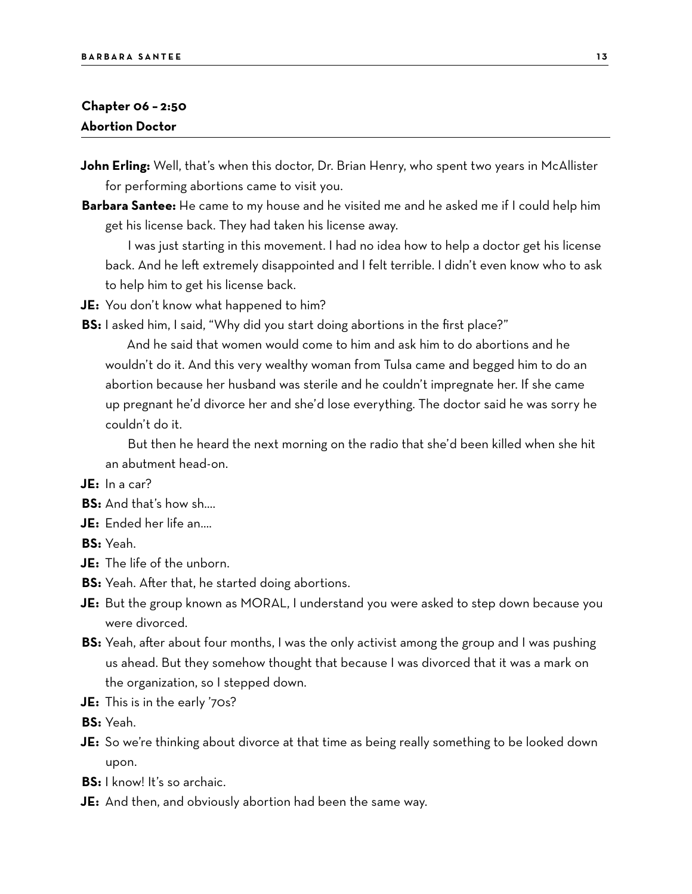## Chapter 06 – 2:50
## Abortion Doctor

**John Erling:** Well, that's when this doctor, Dr. Brian Henry, who spent two years in McAllister for performing abortions came to visit you.

**Barbara Santee:** He came to my house and he visited me and he asked me if I could help him get his license back. They had taken his license away.

I was just starting in this movement. I had no idea how to help a doctor get his license back. And he left extremely disappointed and I felt terrible. I didn't even know who to ask to help him to get his license back.

**JE:** You don't know what happened to him?

**BS:** I asked him, I said, "Why did you start doing abortions in the first place?"

And he said that women would come to him and ask him to do abortions and he wouldn't do it. And this very wealthy woman from Tulsa came and begged him to do an abortion because her husband was sterile and he couldn't impregnate her. If she came up pregnant he'd divorce her and she'd lose everything. The doctor said he was sorry he couldn't do it.

But then he heard the next morning on the radio that she'd been killed when she hit an abutment head-on.

**JE:** In a car?

**BS:** And that's how sh....

**JE:** Ended her life an....

**BS:** Yeah.

**JE:** The life of the unborn.

**BS:** Yeah. After that, he started doing abortions.

**JE:** But the group known as MORAL, I understand you were asked to step down because you were divorced.

**BS:** Yeah, after about four months, I was the only activist among the group and I was pushing us ahead. But they somehow thought that because I was divorced that it was a mark on the organization, so I stepped down.

**JE:** This is in the early '70s?

**BS:** Yeah.

**JE:** So we're thinking about divorce at that time as being really something to be looked down upon.

**BS:** I know! It's so archaic.

**JE:** And then, and obviously abortion had been the same way.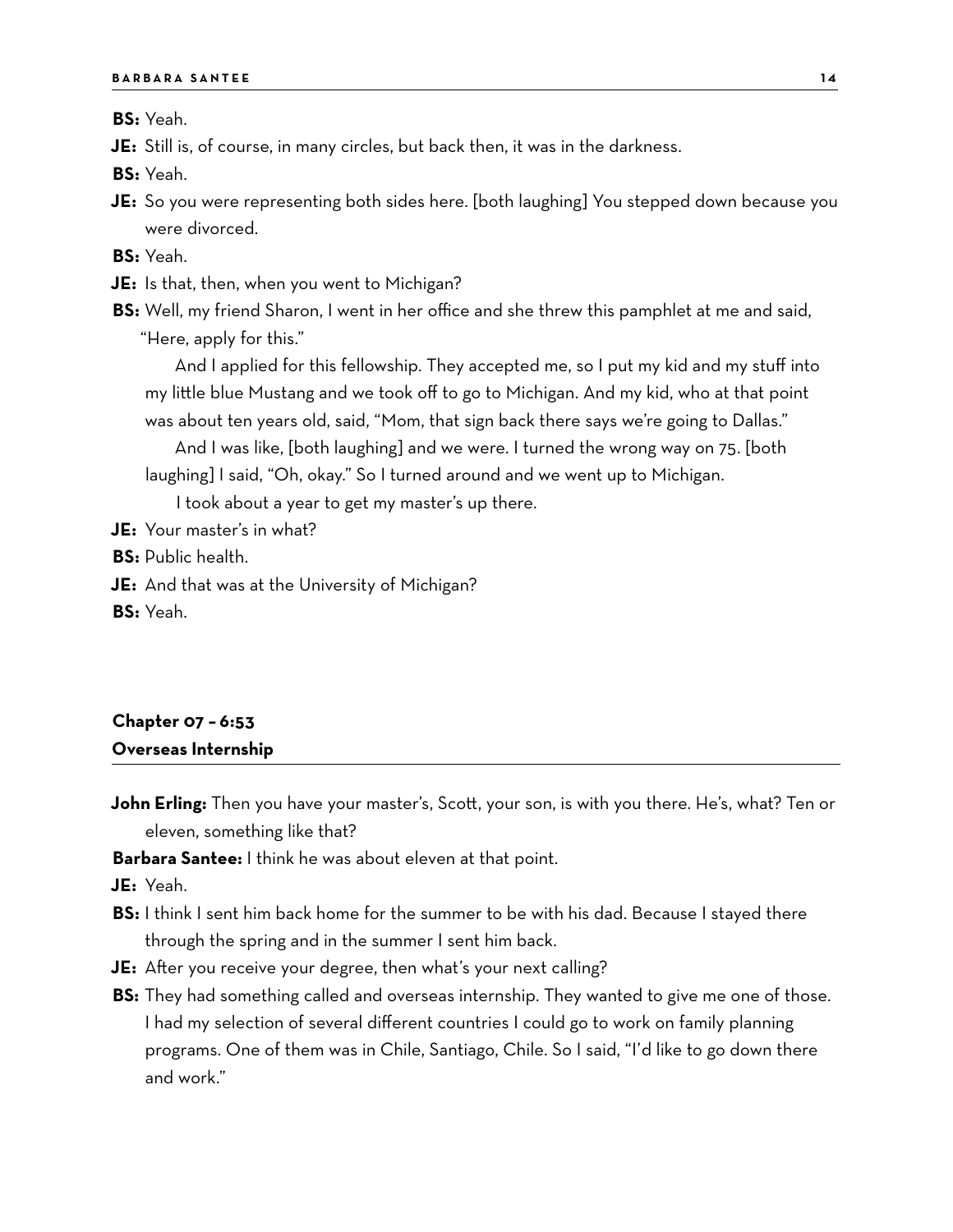**BS:** Yeah.

**JE:** Still is, of course, in many circles, but back then, it was in the darkness.

**BS:** Yeah.

**JE:** So you were representing both sides here. [both laughing] You stepped down because you were divorced.

**BS:** Yeah.

**JE:** Is that, then, when you went to Michigan?

**BS:** Well, my friend Sharon, I went in her office and she threw this pamphlet at me and said, "Here, apply for this."

And I applied for this fellowship. They accepted me, so I put my kid and my stuff into my little blue Mustang and we took off to go to Michigan. And my kid, who at that point was about ten years old, said, "Mom, that sign back there says we're going to Dallas."

And I was like, [both laughing] and we were. I turned the wrong way on 75. [both laughing] I said, "Oh, okay." So I turned around and we went up to Michigan.

I took about a year to get my master's up there.

**JE:** Your master's in what?

**BS:** Public health.

**JE:** And that was at the University of Michigan?

**BS:** Yeah.

## Chapter 07 – 6:53
## Overseas Internship

**John Erling:** Then you have your master's, Scott, your son, is with you there. He's, what? Ten or eleven, something like that?

**Barbara Santee:** I think he was about eleven at that point.

**JE:** Yeah.

**BS:** I think I sent him back home for the summer to be with his dad. Because I stayed there through the spring and in the summer I sent him back.

**JE:** After you receive your degree, then what's your next calling?

**BS:** They had something called and overseas internship. They wanted to give me one of those. I had my selection of several different countries I could go to work on family planning programs. One of them was in Chile, Santiago, Chile. So I said, "I'd like to go down there and work."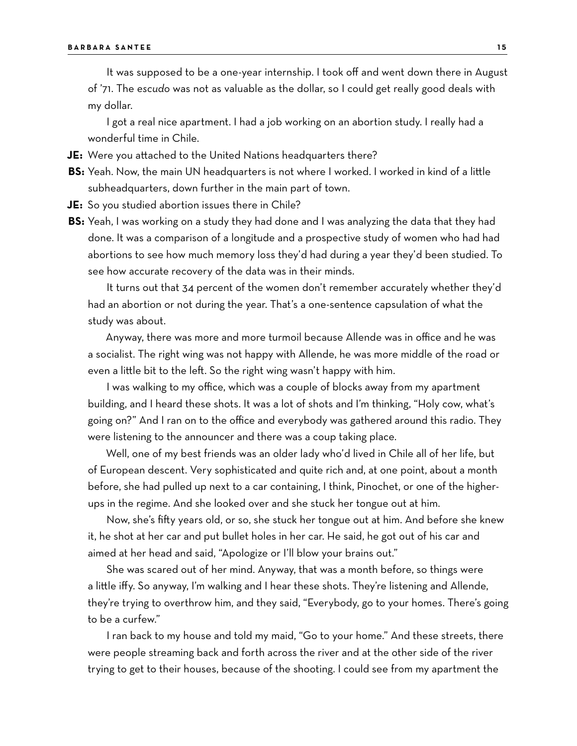It was supposed to be a one-year internship. I took off and went down there in August of '71. The *escudo* was not as valuable as the dollar, so I could get really good deals with my dollar.

I got a real nice apartment. I had a job working on an abortion study. I really had a wonderful time in Chile.

**JE:** Were you attached to the United Nations headquarters there?

**BS:** Yeah. Now, the main UN headquarters is not where I worked. I worked in kind of a little subheadquarters, down further in the main part of town.

**JE:** So you studied abortion issues there in Chile?

**BS:** Yeah, I was working on a study they had done and I was analyzing the data that they had done. It was a comparison of a longitude and a prospective study of women who had had abortions to see how much memory loss they'd had during a year they'd been studied. To see how accurate recovery of the data was in their minds.

It turns out that 34 percent of the women don't remember accurately whether they'd had an abortion or not during the year. That's a one-sentence capsulation of what the study was about.

Anyway, there was more and more turmoil because Allende was in office and he was a socialist. The right wing was not happy with Allende, he was more middle of the road or even a little bit to the left. So the right wing wasn't happy with him.

I was walking to my office, which was a couple of blocks away from my apartment building, and I heard these shots. It was a lot of shots and I'm thinking, "Holy cow, what's going on?" And I ran on to the office and everybody was gathered around this radio. They were listening to the announcer and there was a coup taking place.

Well, one of my best friends was an older lady who'd lived in Chile all of her life, but of European descent. Very sophisticated and quite rich and, at one point, about a month before, she had pulled up next to a car containing, I think, Pinochet, or one of the higher-ups in the regime. And she looked over and she stuck her tongue out at him.

Now, she's fifty years old, or so, she stuck her tongue out at him. And before she knew it, he shot at her car and put bullet holes in her car. He said, he got out of his car and aimed at her head and said, "Apologize or I'll blow your brains out."

She was scared out of her mind. Anyway, that was a month before, so things were a little iffy. So anyway, I'm walking and I hear these shots. They're listening and Allende, they're trying to overthrow him, and they said, "Everybody, go to your homes. There's going to be a curfew."

I ran back to my house and told my maid, "Go to your home." And these streets, there were people streaming back and forth across the river and at the other side of the river trying to get to their houses, because of the shooting. I could see from my apartment the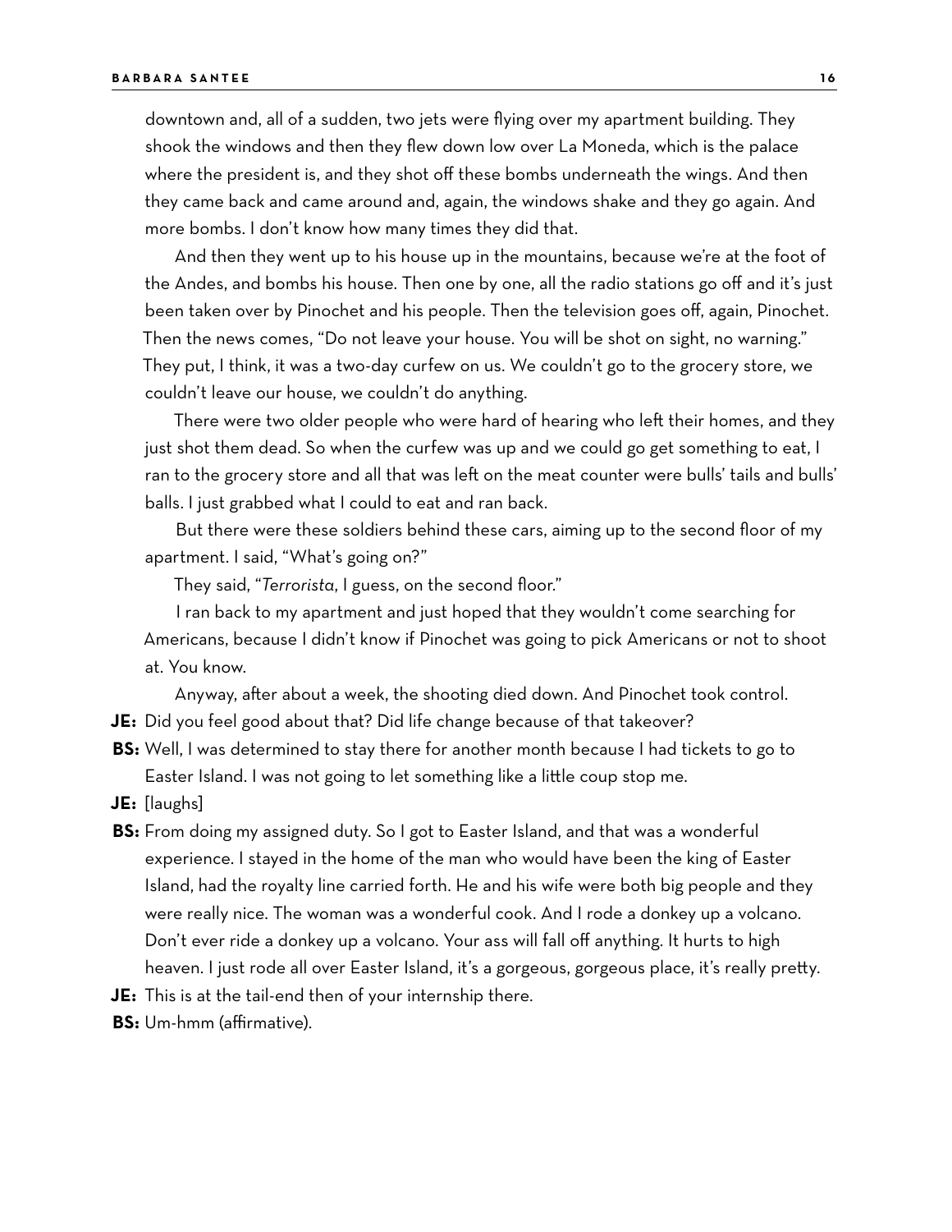downtown and, all of a sudden, two jets were flying over my apartment building. They shook the windows and then they flew down low over La Moneda, which is the palace where the president is, and they shot off these bombs underneath the wings. And then they came back and came around and, again, the windows shake and they go again. And more bombs. I don't know how many times they did that.

And then they went up to his house up in the mountains, because we're at the foot of the Andes, and bombs his house. Then one by one, all the radio stations go off and it's just been taken over by Pinochet and his people. Then the television goes off, again, Pinochet. Then the news comes, "Do not leave your house. You will be shot on sight, no warning." They put, I think, it was a two-day curfew on us. We couldn't go to the grocery store, we couldn't leave our house, we couldn't do anything.

There were two older people who were hard of hearing who left their homes, and they just shot them dead. So when the curfew was up and we could go get something to eat, I ran to the grocery store and all that was left on the meat counter were bulls' tails and bulls' balls. I just grabbed what I could to eat and ran back.

But there were these soldiers behind these cars, aiming up to the second floor of my apartment. I said, "What's going on?"

They said, "*Terrorista*, I guess, on the second floor."

I ran back to my apartment and just hoped that they wouldn't come searching for Americans, because I didn't know if Pinochet was going to pick Americans or not to shoot at. You know.

Anyway, after about a week, the shooting died down. And Pinochet took control.

**JE:** Did you feel good about that? Did life change because of that takeover?

**BS:** Well, I was determined to stay there for another month because I had tickets to go to Easter Island. I was not going to let something like a little coup stop me.

**JE:** [laughs]

**BS:** From doing my assigned duty. So I got to Easter Island, and that was a wonderful experience. I stayed in the home of the man who would have been the king of Easter Island, had the royalty line carried forth. He and his wife were both big people and they were really nice. The woman was a wonderful cook. And I rode a donkey up a volcano. Don't ever ride a donkey up a volcano. Your ass will fall off anything. It hurts to high heaven. I just rode all over Easter Island, it's a gorgeous, gorgeous place, it's really pretty.

**JE:** This is at the tail-end then of your internship there.

**BS:** Um-hmm (affirmative).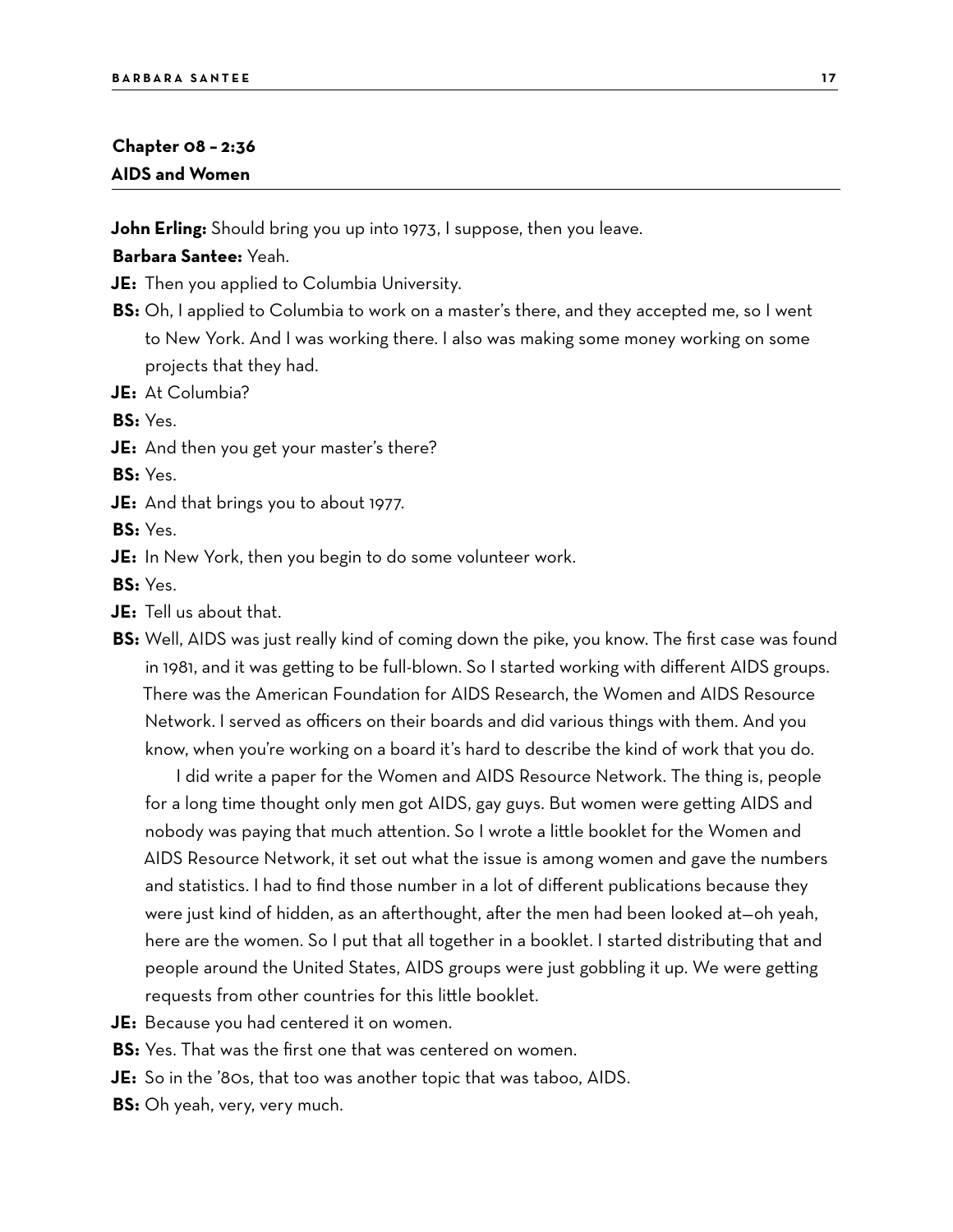## Chapter 08 – 2:36
## AIDS and Women

**John Erling:** Should bring you up into 1973, I suppose, then you leave.

**Barbara Santee:** Yeah.

**JE:** Then you applied to Columbia University.

**BS:** Oh, I applied to Columbia to work on a master's there, and they accepted me, so I went to New York. And I was working there. I also was making some money working on some projects that they had.

**JE:** At Columbia?

**BS:** Yes.

**JE:** And then you get your master's there?

**BS:** Yes.

**JE:** And that brings you to about 1977.

**BS:** Yes.

**JE:** In New York, then you begin to do some volunteer work.

**BS:** Yes.

**JE:** Tell us about that.

**BS:** Well, AIDS was just really kind of coming down the pike, you know. The first case was found in 1981, and it was getting to be full-blown. So I started working with different AIDS groups. There was the American Foundation for AIDS Research, the Women and AIDS Resource Network. I served as officers on their boards and did various things with them. And you know, when you're working on a board it's hard to describe the kind of work that you do.

I did write a paper for the Women and AIDS Resource Network. The thing is, people for a long time thought only men got AIDS, gay guys. But women were getting AIDS and nobody was paying that much attention. So I wrote a little booklet for the Women and AIDS Resource Network, it set out what the issue is among women and gave the numbers and statistics. I had to find those number in a lot of different publications because they were just kind of hidden, as an afterthought, after the men had been looked at—oh yeah, here are the women. So I put that all together in a booklet. I started distributing that and people around the United States, AIDS groups were just gobbling it up. We were getting requests from other countries for this little booklet.

**JE:** Because you had centered it on women.

**BS:** Yes. That was the first one that was centered on women.

**JE:** So in the '80s, that too was another topic that was taboo, AIDS.

**BS:** Oh yeah, very, very much.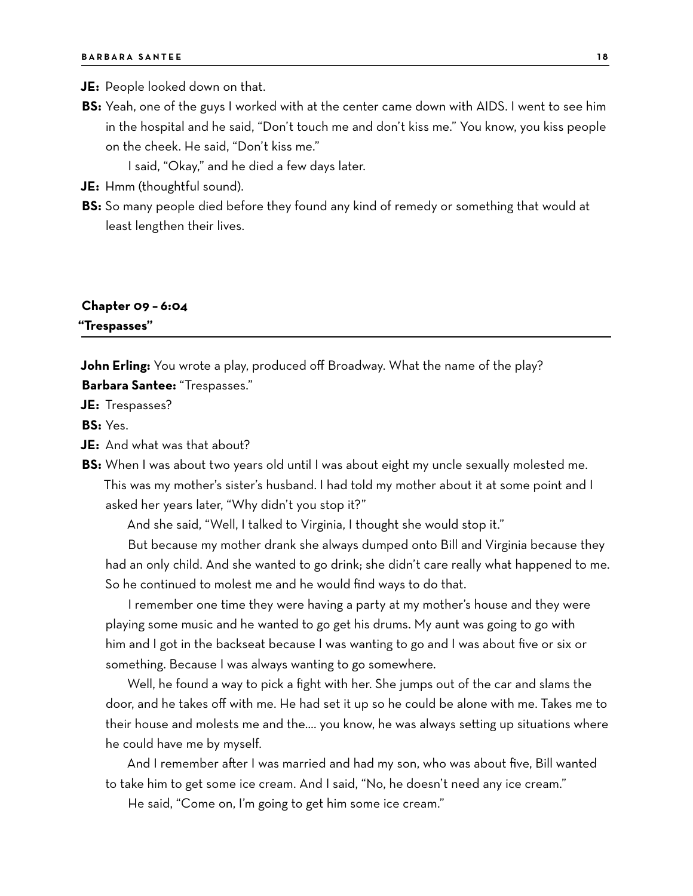**JE:** People looked down on that.

**BS:** Yeah, one of the guys I worked with at the center came down with AIDS. I went to see him in the hospital and he said, "Don't touch me and don't kiss me." You know, you kiss people on the cheek. He said, "Don't kiss me."

I said, "Okay," and he died a few days later.

**JE:** Hmm (thoughtful sound).

**BS:** So many people died before they found any kind of remedy or something that would at least lengthen their lives.

## Chapter 09 – 6:04
## "Trespasses"

**John Erling:** You wrote a play, produced off Broadway. What the name of the play?

**Barbara Santee:** "Trespasses."

**JE:** Trespasses?

**BS:** Yes.

**JE:** And what was that about?

**BS:** When I was about two years old until I was about eight my uncle sexually molested me. This was my mother's sister's husband. I had told my mother about it at some point and I asked her years later, "Why didn't you stop it?"

And she said, "Well, I talked to Virginia, I thought she would stop it."

But because my mother drank she always dumped onto Bill and Virginia because they had an only child. And she wanted to go drink; she didn't care really what happened to me. So he continued to molest me and he would find ways to do that.

I remember one time they were having a party at my mother's house and they were playing some music and he wanted to go get his drums. My aunt was going to go with him and I got in the backseat because I was wanting to go and I was about five or six or something. Because I was always wanting to go somewhere.

Well, he found a way to pick a fight with her. She jumps out of the car and slams the door, and he takes off with me. He had set it up so he could be alone with me. Takes me to their house and molests me and the.... you know, he was always setting up situations where he could have me by myself.

And I remember after I was married and had my son, who was about five, Bill wanted to take him to get some ice cream. And I said, "No, he doesn't need any ice cream."

He said, "Come on, I'm going to get him some ice cream."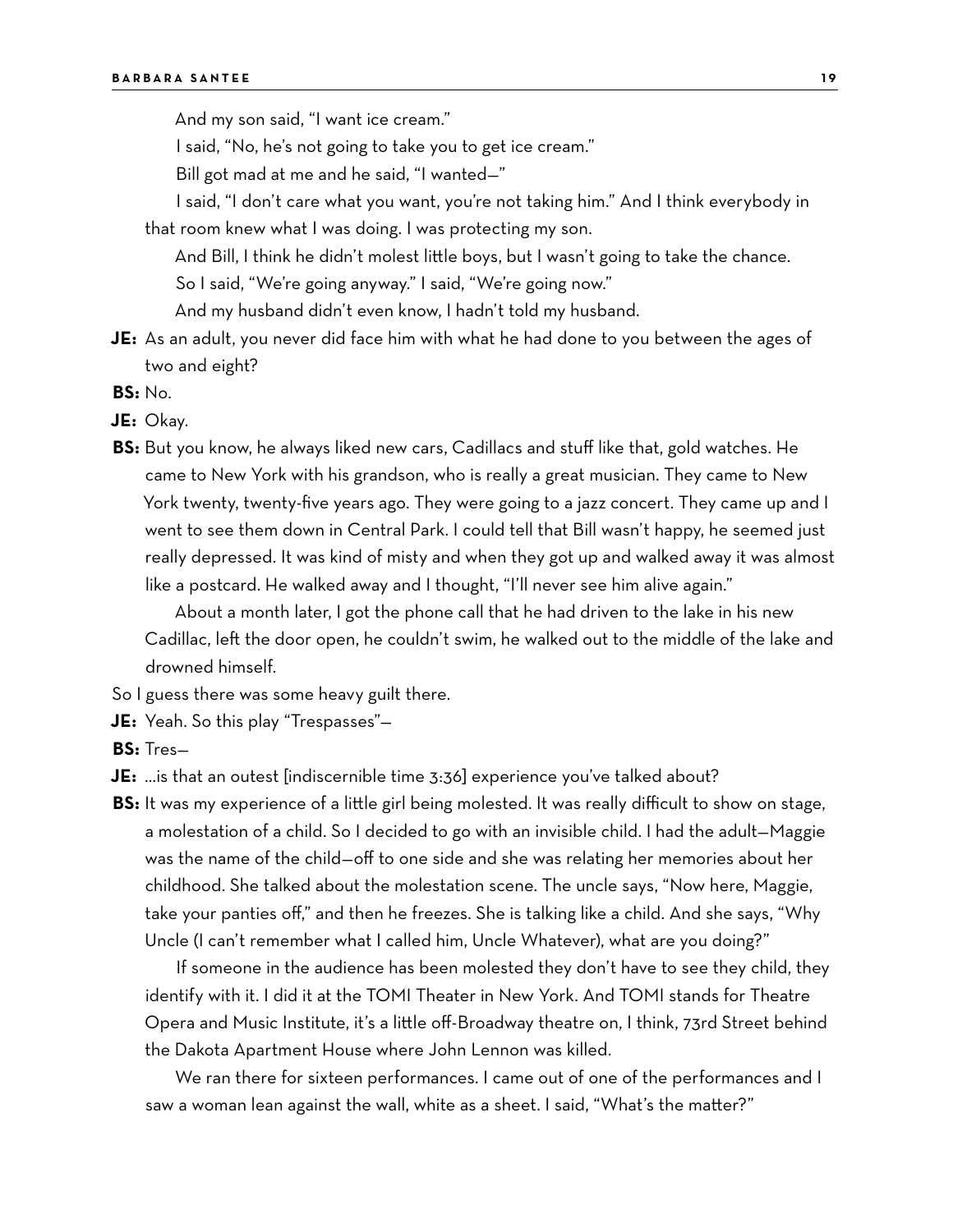And my son said, "I want ice cream."

I said, "No, he's not going to take you to get ice cream."

Bill got mad at me and he said, "I wanted—"

I said, "I don't care what you want, you're not taking him." And I think everybody in that room knew what I was doing. I was protecting my son.

And Bill, I think he didn't molest little boys, but I wasn't going to take the chance.

So I said, "We're going anyway." I said, "We're going now."

And my husband didn't even know, I hadn't told my husband.

**JE:** As an adult, you never did face him with what he had done to you between the ages of two and eight?

**BS:** No.

**JE:** Okay.

**BS:** But you know, he always liked new cars, Cadillacs and stuff like that, gold watches. He came to New York with his grandson, who is really a great musician. They came to New York twenty, twenty-five years ago. They were going to a jazz concert. They came up and I went to see them down in Central Park. I could tell that Bill wasn't happy, he seemed just really depressed. It was kind of misty and when they got up and walked away it was almost like a postcard. He walked away and I thought, "I'll never see him alive again."

About a month later, I got the phone call that he had driven to the lake in his new Cadillac, left the door open, he couldn't swim, he walked out to the middle of the lake and drowned himself.

So I guess there was some heavy guilt there.

**JE:** Yeah. So this play "Trespasses"—

**BS:** Tres—

**JE:** ...is that an outest [indiscernible time 3:36] experience you've talked about?

**BS:** It was my experience of a little girl being molested. It was really difficult to show on stage, a molestation of a child. So I decided to go with an invisible child. I had the adult—Maggie was the name of the child—off to one side and she was relating her memories about her childhood. She talked about the molestation scene. The uncle says, "Now here, Maggie, take your panties off," and then he freezes. She is talking like a child. And she says, "Why Uncle (I can't remember what I called him, Uncle Whatever), what are you doing?"

If someone in the audience has been molested they don't have to see they child, they identify with it. I did it at the TOMI Theater in New York. And TOMI stands for Theatre Opera and Music Institute, it's a little off-Broadway theatre on, I think, 73rd Street behind the Dakota Apartment House where John Lennon was killed.

We ran there for sixteen performances. I came out of one of the performances and I saw a woman lean against the wall, white as a sheet. I said, "What's the matter?"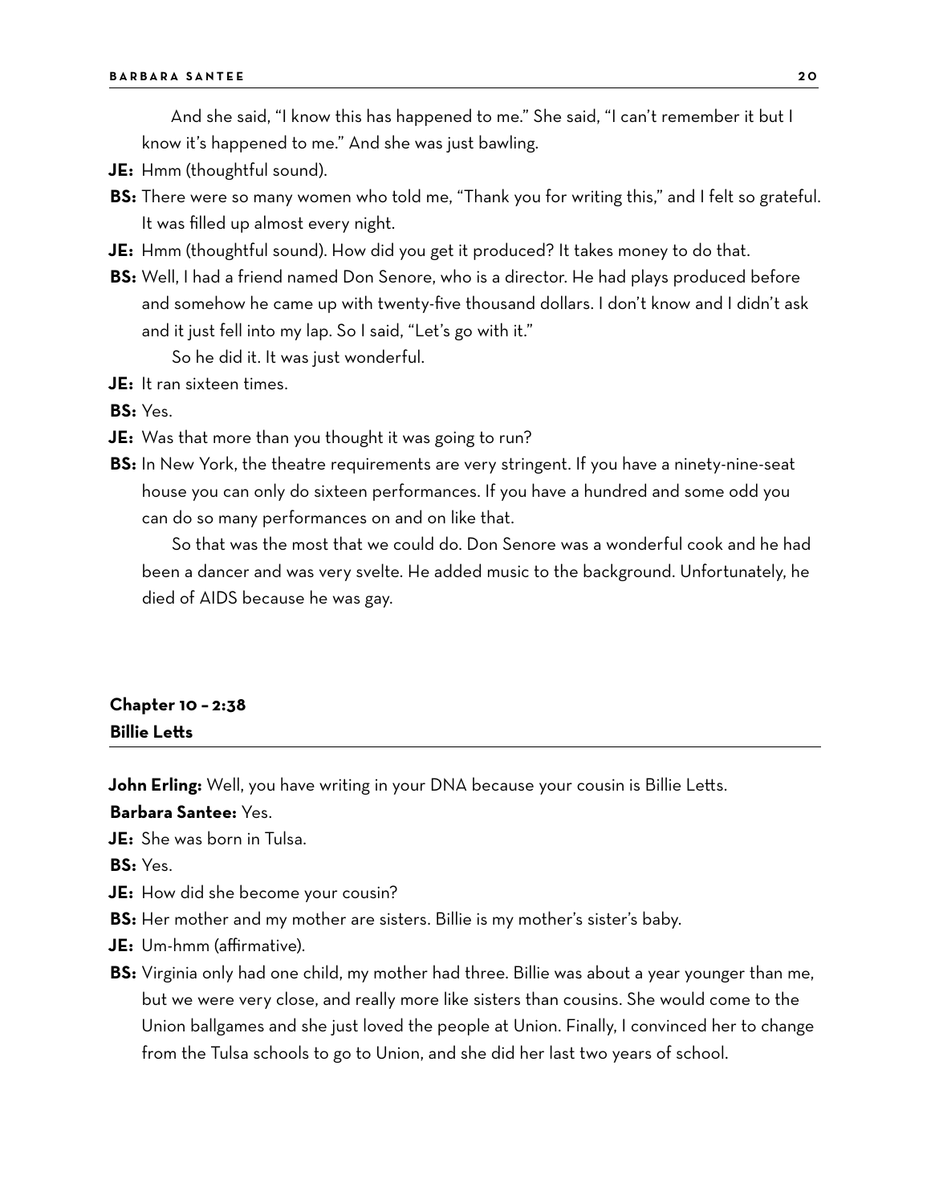And she said, "I know this has happened to me." She said, "I can't remember it but I know it's happened to me." And she was just bawling.

**JE:** Hmm (thoughtful sound).

**BS:** There were so many women who told me, "Thank you for writing this," and I felt so grateful. It was filled up almost every night.

**JE:** Hmm (thoughtful sound). How did you get it produced? It takes money to do that.

**BS:** Well, I had a friend named Don Senore, who is a director. He had plays produced before and somehow he came up with twenty-five thousand dollars. I don't know and I didn't ask and it just fell into my lap. So I said, "Let's go with it."

So he did it. It was just wonderful.

**JE:** It ran sixteen times.

**BS:** Yes.

**JE:** Was that more than you thought it was going to run?

**BS:** In New York, the theatre requirements are very stringent. If you have a ninety-nine-seat house you can only do sixteen performances. If you have a hundred and some odd you can do so many performances on and on like that.

So that was the most that we could do. Don Senore was a wonderful cook and he had been a dancer and was very svelte. He added music to the background. Unfortunately, he died of AIDS because he was gay.

## Chapter 10 – 2:38
## Billie Letts

**John Erling:** Well, you have writing in your DNA because your cousin is Billie Letts.

**Barbara Santee:** Yes.

**JE:** She was born in Tulsa.

**BS:** Yes.

**JE:** How did she become your cousin?

**BS:** Her mother and my mother are sisters. Billie is my mother's sister's baby.

**JE:** Um-hmm (affirmative).

**BS:** Virginia only had one child, my mother had three. Billie was about a year younger than me, but we were very close, and really more like sisters than cousins. She would come to the Union ballgames and she just loved the people at Union. Finally, I convinced her to change from the Tulsa schools to go to Union, and she did her last two years of school.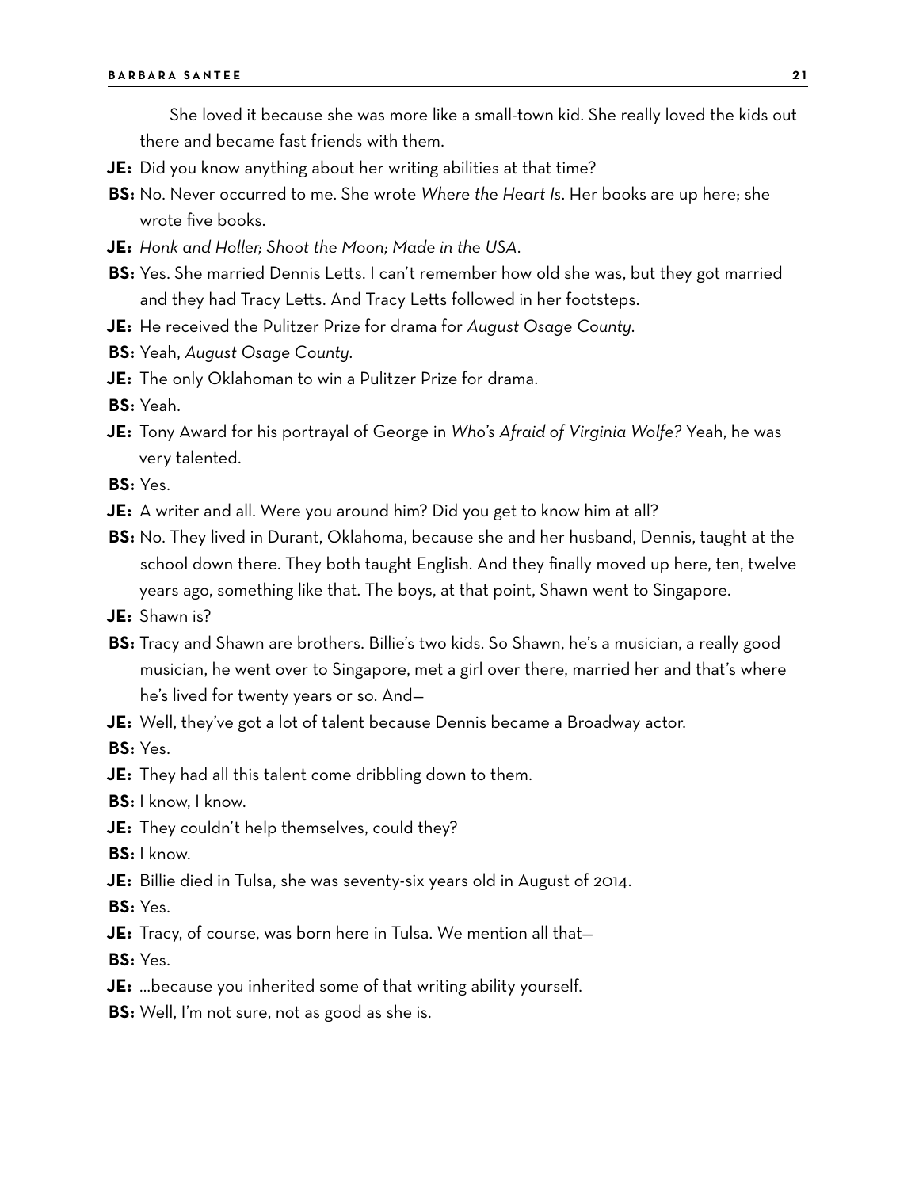She loved it because she was more like a small-town kid. She really loved the kids out there and became fast friends with them.

**JE:** Did you know anything about her writing abilities at that time?

**BS:** No. Never occurred to me. She wrote *Where the Heart Is*. Her books are up here; she wrote five books.

**JE:** *Honk and Holler; Shoot the Moon; Made in the USA*.

**BS:** Yes. She married Dennis Letts. I can't remember how old she was, but they got married and they had Tracy Letts. And Tracy Letts followed in her footsteps.

**JE:** He received the Pulitzer Prize for drama for *August Osage County*.

**BS:** Yeah, *August Osage County*.

**JE:** The only Oklahoman to win a Pulitzer Prize for drama.

**BS:** Yeah.

**JE:** Tony Award for his portrayal of George in *Who's Afraid of Virginia Wolfe?* Yeah, he was very talented.

**BS:** Yes.

**JE:** A writer and all. Were you around him? Did you get to know him at all?

**BS:** No. They lived in Durant, Oklahoma, because she and her husband, Dennis, taught at the school down there. They both taught English. And they finally moved up here, ten, twelve years ago, something like that. The boys, at that point, Shawn went to Singapore.

**JE:** Shawn is?

**BS:** Tracy and Shawn are brothers. Billie's two kids. So Shawn, he's a musician, a really good musician, he went over to Singapore, met a girl over there, married her and that's where he's lived for twenty years or so. And—

**JE:** Well, they've got a lot of talent because Dennis became a Broadway actor.

**BS:** Yes.

**JE:** They had all this talent come dribbling down to them.

**BS:** I know, I know.

**JE:** They couldn't help themselves, could they?

**BS:** I know.

**JE:** Billie died in Tulsa, she was seventy-six years old in August of 2014.

**BS:** Yes.

**JE:** Tracy, of course, was born here in Tulsa. We mention all that—

**BS:** Yes.

**JE:** …because you inherited some of that writing ability yourself.

**BS:** Well, I'm not sure, not as good as she is.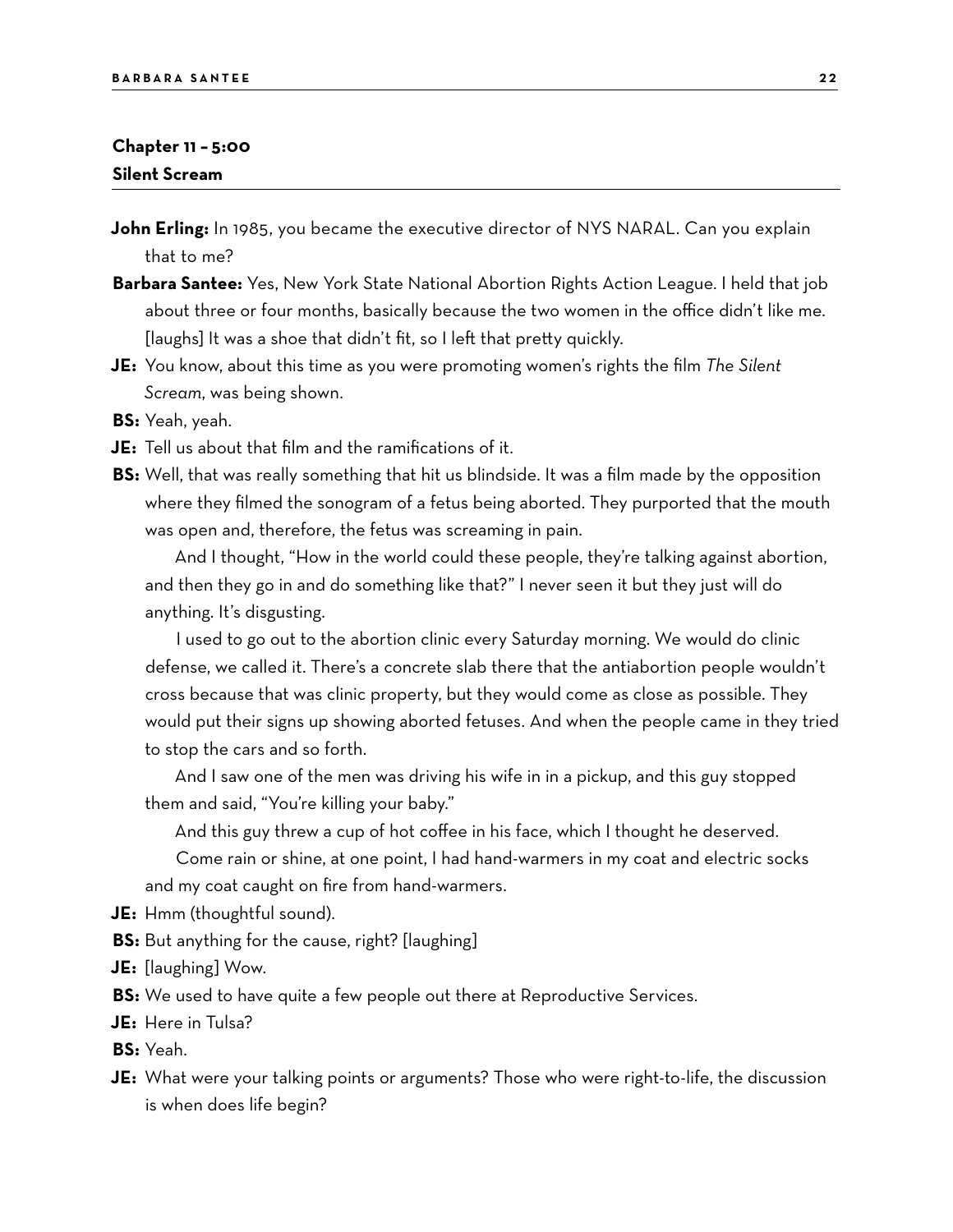## Chapter 11 – 5:00
### Silent Scream

**John Erling:** In 1985, you became the executive director of NYS NARAL. Can you explain that to me?

**Barbara Santee:** Yes, New York State National Abortion Rights Action League. I held that job about three or four months, basically because the two women in the office didn't like me. [laughs] It was a shoe that didn't fit, so I left that pretty quickly.

**JE:** You know, about this time as you were promoting women's rights the film *The Silent Scream*, was being shown.

**BS:** Yeah, yeah.

**JE:** Tell us about that film and the ramifications of it.

**BS:** Well, that was really something that hit us blindside. It was a film made by the opposition where they filmed the sonogram of a fetus being aborted. They purported that the mouth was open and, therefore, the fetus was screaming in pain.

And I thought, "How in the world could these people, they're talking against abortion, and then they go in and do something like that?" I never seen it but they just will do anything. It's disgusting.

I used to go out to the abortion clinic every Saturday morning. We would do clinic defense, we called it. There's a concrete slab there that the antiabortion people wouldn't cross because that was clinic property, but they would come as close as possible. They would put their signs up showing aborted fetuses. And when the people came in they tried to stop the cars and so forth.

And I saw one of the men was driving his wife in in a pickup, and this guy stopped them and said, "You're killing your baby."

And this guy threw a cup of hot coffee in his face, which I thought he deserved.

Come rain or shine, at one point, I had hand-warmers in my coat and electric socks and my coat caught on fire from hand-warmers.

**JE:** Hmm (thoughtful sound).

**BS:** But anything for the cause, right? [laughing]

**JE:** [laughing] Wow.

**BS:** We used to have quite a few people out there at Reproductive Services.

**JE:** Here in Tulsa?

**BS:** Yeah.

**JE:** What were your talking points or arguments? Those who were right-to-life, the discussion is when does life begin?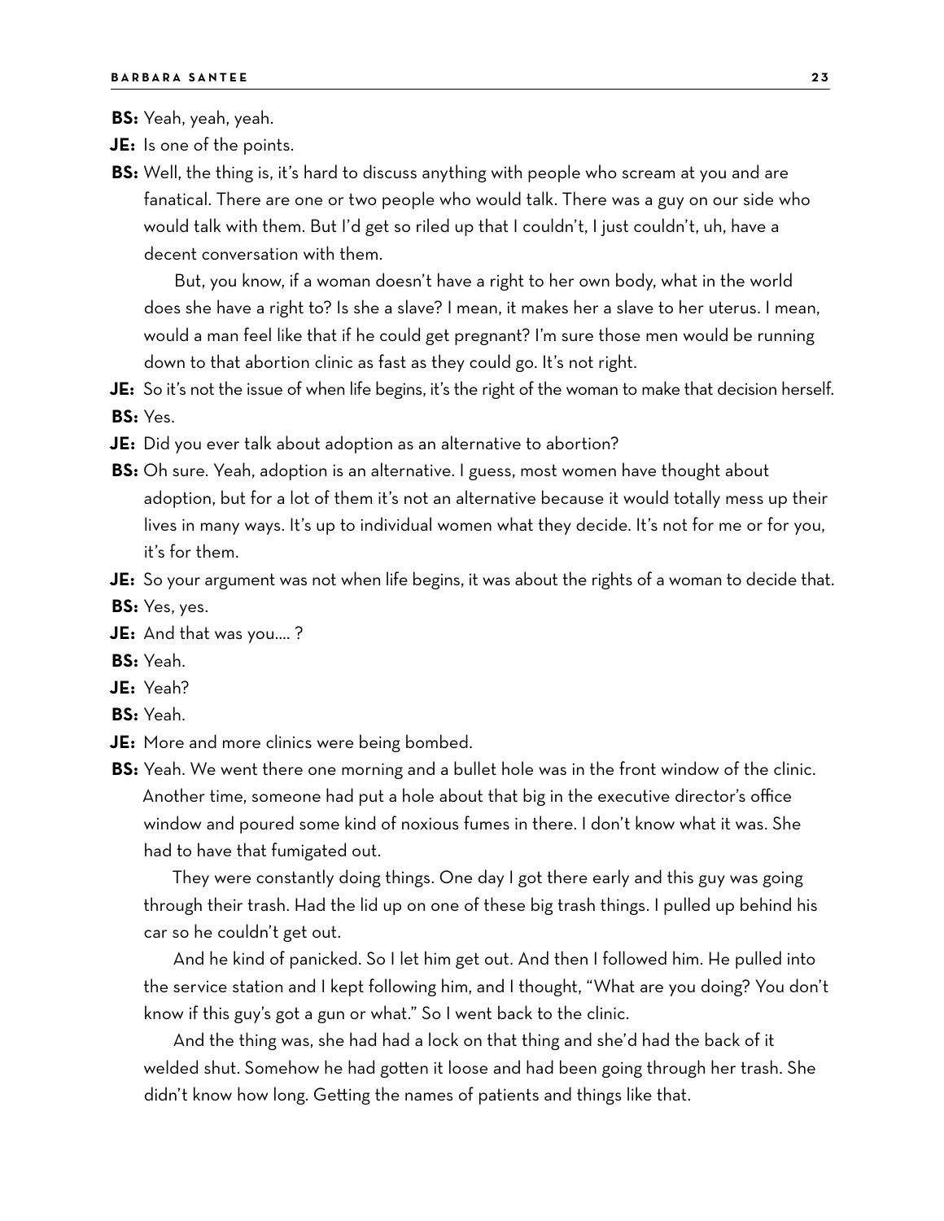**BS:** Yeah, yeah, yeah.

**JE:** Is one of the points.

**BS:** Well, the thing is, it's hard to discuss anything with people who scream at you and are fanatical. There are one or two people who would talk. There was a guy on our side who would talk with them. But I'd get so riled up that I couldn't, I just couldn't, uh, have a decent conversation with them.

But, you know, if a woman doesn't have a right to her own body, what in the world does she have a right to? Is she a slave? I mean, it makes her a slave to her uterus. I mean, would a man feel like that if he could get pregnant? I'm sure those men would be running down to that abortion clinic as fast as they could go. It's not right.

**JE:** So it's not the issue of when life begins, it's the right of the woman to make that decision herself.

**BS:** Yes.

**JE:** Did you ever talk about adoption as an alternative to abortion?

**BS:** Oh sure. Yeah, adoption is an alternative. I guess, most women have thought about adoption, but for a lot of them it's not an alternative because it would totally mess up their lives in many ways. It's up to individual women what they decide. It's not for me or for you, it's for them.

**JE:** So your argument was not when life begins, it was about the rights of a woman to decide that.

**BS:** Yes, yes.

**JE:** And that was you.... ?

**BS:** Yeah.

**JE:** Yeah?

**BS:** Yeah.

**JE:** More and more clinics were being bombed.

**BS:** Yeah. We went there one morning and a bullet hole was in the front window of the clinic. Another time, someone had put a hole about that big in the executive director's office window and poured some kind of noxious fumes in there. I don't know what it was. She had to have that fumigated out.

They were constantly doing things. One day I got there early and this guy was going through their trash. Had the lid up on one of these big trash things. I pulled up behind his car so he couldn't get out.

And he kind of panicked. So I let him get out. And then I followed him. He pulled into the service station and I kept following him, and I thought, "What are you doing? You don't know if this guy's got a gun or what." So I went back to the clinic.

And the thing was, she had had a lock on that thing and she'd had the back of it welded shut. Somehow he had gotten it loose and had been going through her trash. She didn't know how long. Getting the names of patients and things like that.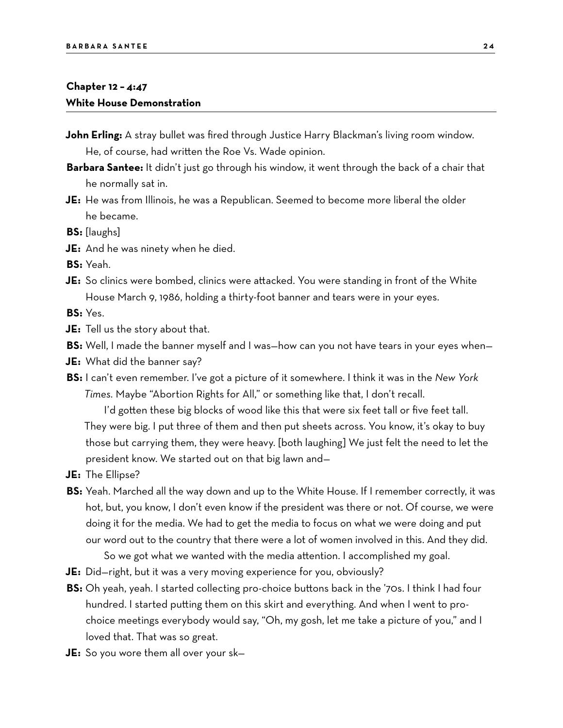## Chapter 12 – 4:47
## White House Demonstration

**John Erling:** A stray bullet was fired through Justice Harry Blackman's living room window. He, of course, had written the Roe Vs. Wade opinion.

**Barbara Santee:** It didn't just go through his window, it went through the back of a chair that he normally sat in.

**JE:** He was from Illinois, he was a Republican. Seemed to become more liberal the older he became.

**BS:** [laughs]

**JE:** And he was ninety when he died.

**BS:** Yeah.

**JE:** So clinics were bombed, clinics were attacked. You were standing in front of the White House March 9, 1986, holding a thirty-foot banner and tears were in your eyes.

**BS:** Yes.

**JE:** Tell us the story about that.

**BS:** Well, I made the banner myself and I was—how can you not have tears in your eyes when—

**JE:** What did the banner say?

**BS:** I can't even remember. I've got a picture of it somewhere. I think it was in the *New York Times*. Maybe "Abortion Rights for All," or something like that, I don't recall.

I'd gotten these big blocks of wood like this that were six feet tall or five feet tall. They were big. I put three of them and then put sheets across. You know, it's okay to buy those but carrying them, they were heavy. [both laughing] We just felt the need to let the president know. We started out on that big lawn and—

**JE:** The Ellipse?

**BS:** Yeah. Marched all the way down and up to the White House. If I remember correctly, it was hot, but, you know, I don't even know if the president was there or not. Of course, we were doing it for the media. We had to get the media to focus on what we were doing and put our word out to the country that there were a lot of women involved in this. And they did.

So we got what we wanted with the media attention. I accomplished my goal.

**JE:** Did—right, but it was a very moving experience for you, obviously?

**BS:** Oh yeah, yeah. I started collecting pro-choice buttons back in the '70s. I think I had four hundred. I started putting them on this skirt and everything. And when I went to pro-choice meetings everybody would say, "Oh, my gosh, let me take a picture of you," and I loved that. That was so great.

**JE:** So you wore them all over your sk—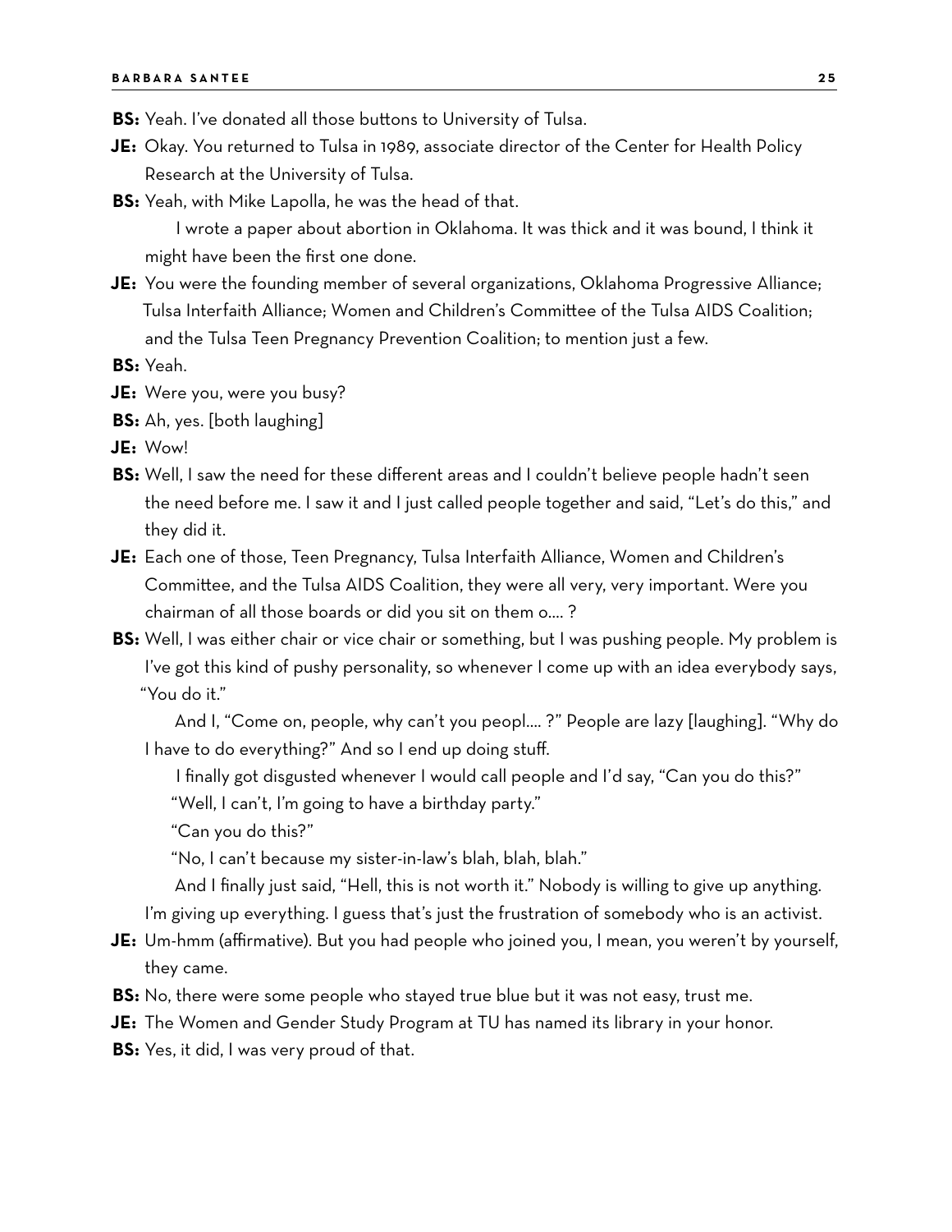**BS:** Yeah. I've donated all those buttons to University of Tulsa.

**JE:** Okay. You returned to Tulsa in 1989, associate director of the Center for Health Policy Research at the University of Tulsa.

**BS:** Yeah, with Mike Lapolla, he was the head of that.

I wrote a paper about abortion in Oklahoma. It was thick and it was bound, I think it might have been the first one done.

**JE:** You were the founding member of several organizations, Oklahoma Progressive Alliance; Tulsa Interfaith Alliance; Women and Children's Committee of the Tulsa AIDS Coalition; and the Tulsa Teen Pregnancy Prevention Coalition; to mention just a few.

**BS:** Yeah.

**JE:** Were you, were you busy?

**BS:** Ah, yes. [both laughing]

**JE:** Wow!

**BS:** Well, I saw the need for these different areas and I couldn't believe people hadn't seen the need before me. I saw it and I just called people together and said, "Let's do this," and they did it.

**JE:** Each one of those, Teen Pregnancy, Tulsa Interfaith Alliance, Women and Children's Committee, and the Tulsa AIDS Coalition, they were all very, very important. Were you chairman of all those boards or did you sit on them o.... ?

**BS:** Well, I was either chair or vice chair or something, but I was pushing people. My problem is I've got this kind of pushy personality, so whenever I come up with an idea everybody says, "You do it."

And I, "Come on, people, why can't you peopl.... ?" People are lazy [laughing]. "Why do I have to do everything?" And so I end up doing stuff.

I finally got disgusted whenever I would call people and I'd say, "Can you do this?"

"Well, I can't, I'm going to have a birthday party."

"Can you do this?"

"No, I can't because my sister-in-law's blah, blah, blah."

And I finally just said, "Hell, this is not worth it." Nobody is willing to give up anything. I'm giving up everything. I guess that's just the frustration of somebody who is an activist.

**JE:** Um-hmm (affirmative). But you had people who joined you, I mean, you weren't by yourself, they came.

**BS:** No, there were some people who stayed true blue but it was not easy, trust me.

**JE:** The Women and Gender Study Program at TU has named its library in your honor.

**BS:** Yes, it did, I was very proud of that.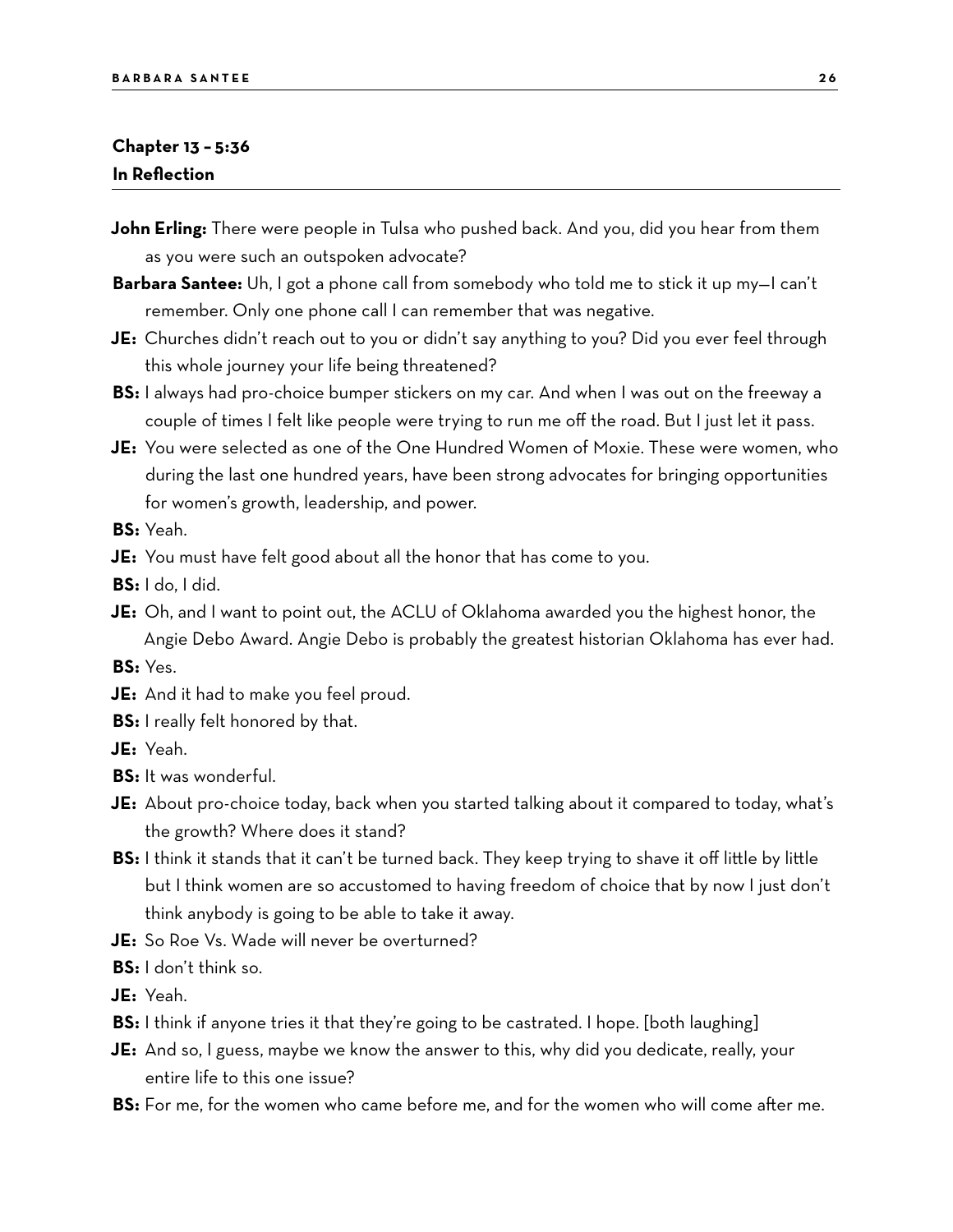## Chapter 13 – 5:36
## In Reflection

**John Erling:** There were people in Tulsa who pushed back. And you, did you hear from them as you were such an outspoken advocate?

**Barbara Santee:** Uh, I got a phone call from somebody who told me to stick it up my—I can't remember. Only one phone call I can remember that was negative.

**JE:** Churches didn't reach out to you or didn't say anything to you? Did you ever feel through this whole journey your life being threatened?

**BS:** I always had pro-choice bumper stickers on my car. And when I was out on the freeway a couple of times I felt like people were trying to run me off the road. But I just let it pass.

**JE:** You were selected as one of the One Hundred Women of Moxie. These were women, who during the last one hundred years, have been strong advocates for bringing opportunities for women's growth, leadership, and power.

**BS:** Yeah.

**JE:** You must have felt good about all the honor that has come to you.

**BS:** I do, I did.

**JE:** Oh, and I want to point out, the ACLU of Oklahoma awarded you the highest honor, the Angie Debo Award. Angie Debo is probably the greatest historian Oklahoma has ever had.

**BS:** Yes.

**JE:** And it had to make you feel proud.

**BS:** I really felt honored by that.

**JE:** Yeah.

**BS:** It was wonderful.

**JE:** About pro-choice today, back when you started talking about it compared to today, what's the growth? Where does it stand?

**BS:** I think it stands that it can't be turned back. They keep trying to shave it off little by little but I think women are so accustomed to having freedom of choice that by now I just don't think anybody is going to be able to take it away.

**JE:** So Roe Vs. Wade will never be overturned?

**BS:** I don't think so.

**JE:** Yeah.

**BS:** I think if anyone tries it that they're going to be castrated. I hope. [both laughing]

**JE:** And so, I guess, maybe we know the answer to this, why did you dedicate, really, your entire life to this one issue?

**BS:** For me, for the women who came before me, and for the women who will come after me.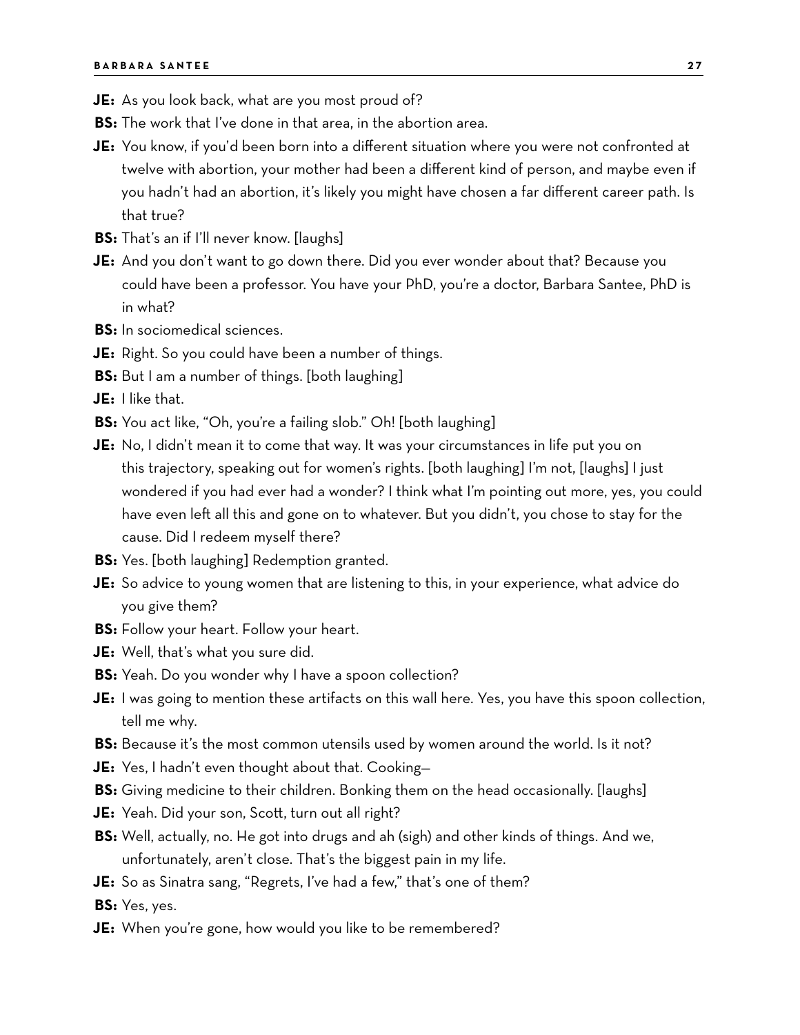**JE:** As you look back, what are you most proud of?

**BS:** The work that I've done in that area, in the abortion area.

**JE:** You know, if you'd been born into a different situation where you were not confronted at twelve with abortion, your mother had been a different kind of person, and maybe even if you hadn't had an abortion, it's likely you might have chosen a far different career path. Is that true?

**BS:** That's an if I'll never know. [laughs]

**JE:** And you don't want to go down there. Did you ever wonder about that? Because you could have been a professor. You have your PhD, you're a doctor, Barbara Santee, PhD is in what?

**BS:** In sociomedical sciences.

**JE:** Right. So you could have been a number of things.

**BS:** But I am a number of things. [both laughing]

**JE:** I like that.

**BS:** You act like, "Oh, you're a failing slob." Oh! [both laughing]

**JE:** No, I didn't mean it to come that way. It was your circumstances in life put you on this trajectory, speaking out for women's rights. [both laughing] I'm not, [laughs] I just wondered if you had ever had a wonder? I think what I'm pointing out more, yes, you could have even left all this and gone on to whatever. But you didn't, you chose to stay for the cause. Did I redeem myself there?

**BS:** Yes. [both laughing] Redemption granted.

**JE:** So advice to young women that are listening to this, in your experience, what advice do you give them?

**BS:** Follow your heart. Follow your heart.

**JE:** Well, that's what you sure did.

**BS:** Yeah. Do you wonder why I have a spoon collection?

**JE:** I was going to mention these artifacts on this wall here. Yes, you have this spoon collection, tell me why.

**BS:** Because it's the most common utensils used by women around the world. Is it not?

**JE:** Yes, I hadn't even thought about that. Cooking—

**BS:** Giving medicine to their children. Bonking them on the head occasionally. [laughs]

**JE:** Yeah. Did your son, Scott, turn out all right?

**BS:** Well, actually, no. He got into drugs and ah (sigh) and other kinds of things. And we, unfortunately, aren't close. That's the biggest pain in my life.

**JE:** So as Sinatra sang, "Regrets, I've had a few," that's one of them?

**BS:** Yes, yes.

**JE:** When you're gone, how would you like to be remembered?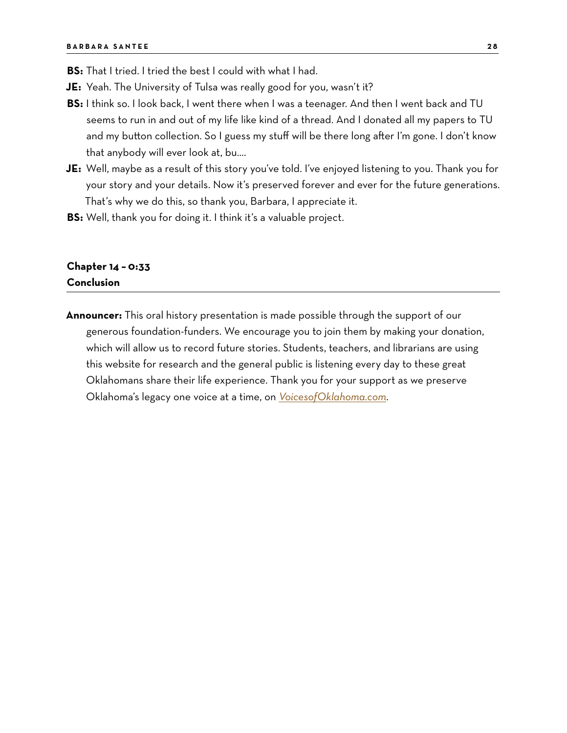**BS:** That I tried. I tried the best I could with what I had.

**JE:** Yeah. The University of Tulsa was really good for you, wasn't it?

**BS:** I think so. I look back, I went there when I was a teenager. And then I went back and TU seems to run in and out of my life like kind of a thread. And I donated all my papers to TU and my button collection. So I guess my stuff will be there long after I'm gone. I don't know that anybody will ever look at, bu....

**JE:** Well, maybe as a result of this story you've told. I've enjoyed listening to you. Thank you for your story and your details. Now it's preserved forever and ever for the future generations. That's why we do this, so thank you, Barbara, I appreciate it.

**BS:** Well, thank you for doing it. I think it's a valuable project.

## Chapter 14 – 0:33
## Conclusion

**Announcer:** This oral history presentation is made possible through the support of our generous foundation-funders. We encourage you to join them by making your donation, which will allow us to record future stories. Students, teachers, and librarians are using this website for research and the general public is listening every day to these great Oklahomans share their life experience. Thank you for your support as we preserve Oklahoma's legacy one voice at a time, on *VoicesofOklahoma.com*.